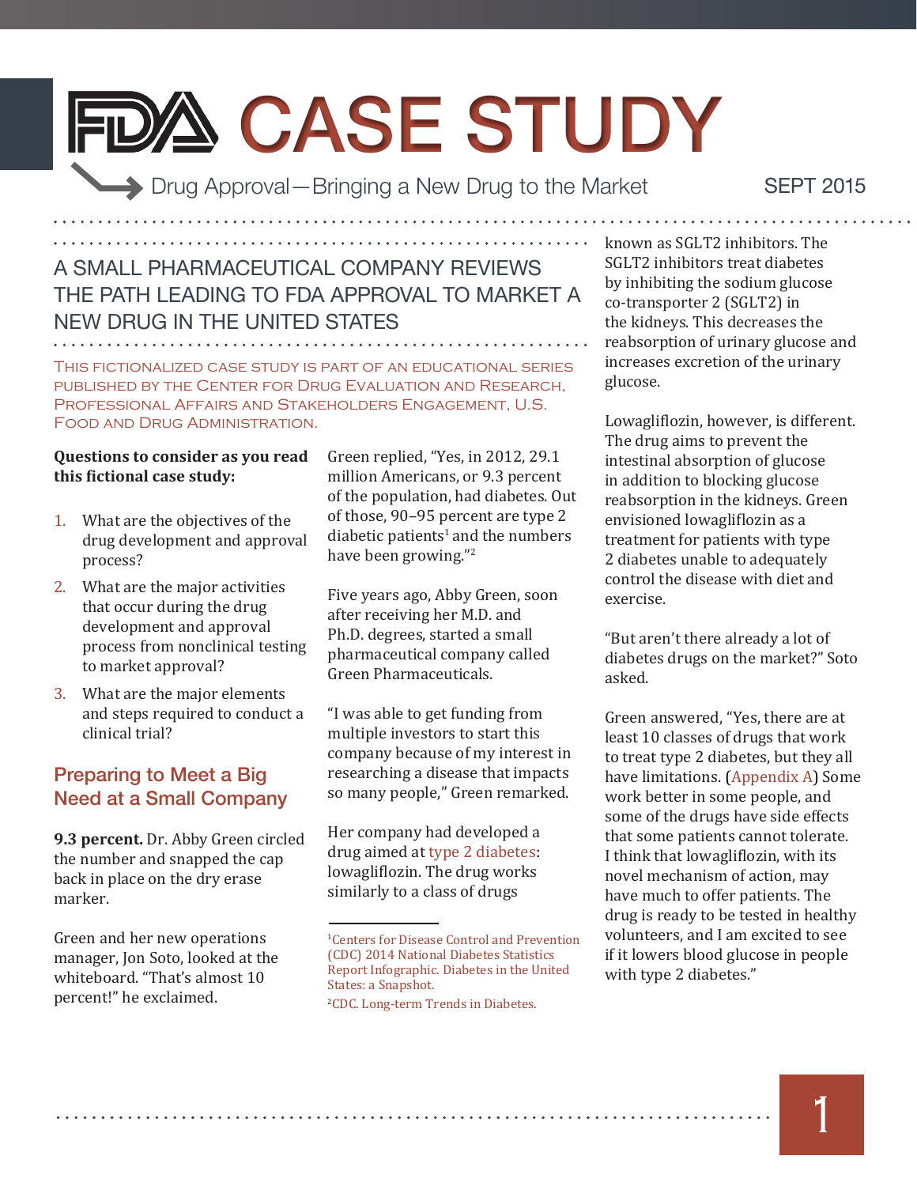# FDA CASE STUDY

Drug Approval—Bringing a New Drug to the Market

SEPT 2015

## A SMALL PHARMACEUTICAL COMPANY REVIEWS THE PATH LEADING TO FDA APPROVAL TO MARKET A NEW DRUG IN THE UNITED STATES

This fictionalized case study is part of an educational series published by the Center for Drug Evaluation and Research, Professional Affairs and Stakeholders Engagement, U.S. Food and Drug Administration.

**Questions to consider as you read this fictional case study:**

1. What are the objectives of the drug development and approval process?
2. What are the major activities that occur during the drug development and approval process from nonclinical testing to market approval?
3. What are the major elements and steps required to conduct a clinical trial?

## Preparing to Meet a Big Need at a Small Company

**9.3 percent.** Dr. Abby Green circled the number and snapped the cap back in place on the dry erase marker.

Green and her new operations manager, Jon Soto, looked at the whiteboard. "That's almost 10 percent!" he exclaimed.

Green replied, "Yes, in 2012, 29.1 million Americans, or 9.3 percent of the population, had diabetes. Out of those, 90–95 percent are type 2 diabetic patients[1] and the numbers have been growing."[2]

Five years ago, Abby Green, soon after receiving her M.D. and Ph.D. degrees, started a small pharmaceutical company called Green Pharmaceuticals.

"I was able to get funding from multiple investors to start this company because of my interest in researching a disease that impacts so many people," Green remarked.

Her company had developed a drug aimed at type 2 diabetes: lowagliflozin. The drug works similarly to a class of drugs known as SGLT2 inhibitors. The SGLT2 inhibitors treat diabetes by inhibiting the sodium glucose co-transporter 2 (SGLT2) in the kidneys. This decreases the reabsorption of urinary glucose and increases excretion of the urinary glucose.

Lowagliflozin, however, is different. The drug aims to prevent the intestinal absorption of glucose in addition to blocking glucose reabsorption in the kidneys. Green envisioned lowagliflozin as a treatment for patients with type 2 diabetes unable to adequately control the disease with diet and exercise.

"But aren't there already a lot of diabetes drugs on the market?" Soto asked.

Green answered, "Yes, there are at least 10 classes of drugs that work to treat type 2 diabetes, but they all have limitations. (Appendix A) Some work better in some people, and some of the drugs have side effects that some patients cannot tolerate. I think that lowagliflozin, with its novel mechanism of action, may have much to offer patients. The drug is ready to be tested in healthy volunteers, and I am excited to see if it lowers blood glucose in people with type 2 diabetes."

---

[1] Centers for Disease Control and Prevention (CDC) 2014 National Diabetes Statistics Report Infographic. Diabetes in the United States: a Snapshot.

[2] CDC. Long-term Trends in Diabetes.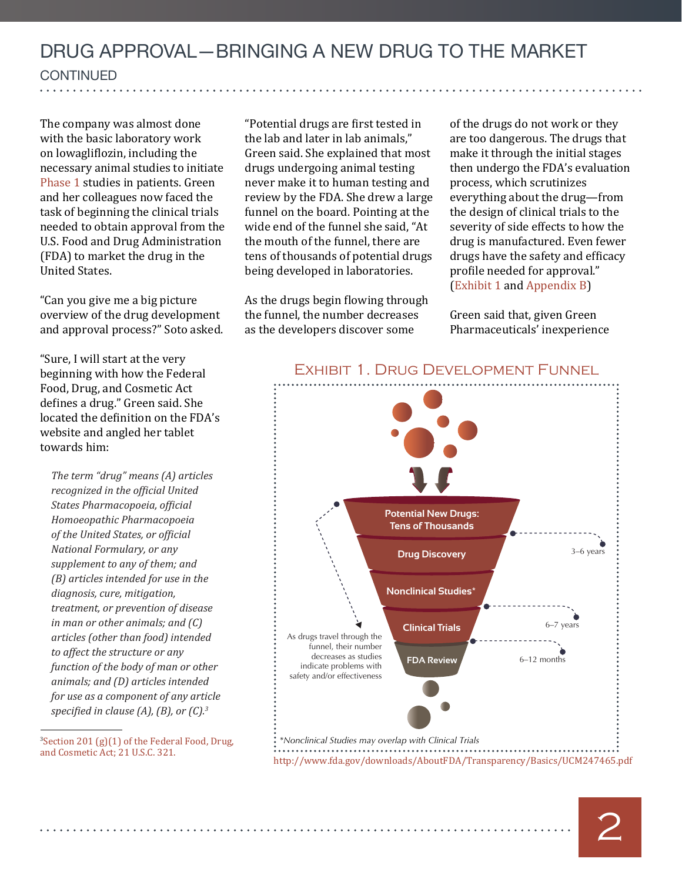# DRUG APPROVAL—BRINGING A NEW DRUG TO THE MARKET

## CONTINUED

The company was almost done with the basic laboratory work on lowagliflozin, including the necessary animal studies to initiate Phase 1 studies in patients. Green and her colleagues now faced the task of beginning the clinical trials needed to obtain approval from the U.S. Food and Drug Administration (FDA) to market the drug in the United States.

"Can you give me a big picture overview of the drug development and approval process?" Soto asked.

"Sure, I will start at the very beginning with how the Federal Food, Drug, and Cosmetic Act defines a drug." Green said. She located the definition on the FDA's website and angled her tablet towards him:

> *The term "drug" means (A) articles recognized in the official United States Pharmacopoeia, official Homoeopathic Pharmacopoeia of the United States, or official National Formulary, or any supplement to any of them; and (B) articles intended for use in the diagnosis, cure, mitigation, treatment, or prevention of disease in man or other animals; and (C) articles (other than food) intended to affect the structure or any function of the body of man or other animals; and (D) articles intended for use as a component of any article specified in clause (A), (B), or (C).*[3]

"Potential drugs are first tested in the lab and later in lab animals," Green said. She explained that most drugs undergoing animal testing never make it to human testing and review by the FDA. She drew a large funnel on the board. Pointing at the wide end of the funnel she said, "At the mouth of the funnel, there are tens of thousands of potential drugs being developed in laboratories.

As the drugs begin flowing through the funnel, the number decreases as the developers discover some of the drugs do not work or they are too dangerous. The drugs that make it through the initial stages then undergo the FDA's evaluation process, which scrutinizes everything about the drug—from the design of clinical trials to the severity of side effects to how the drug is manufactured. Even fewer drugs have the safety and efficacy profile needed for approval." (Exhibit 1 and Appendix B)

Green said that, given Green Pharmaceuticals' inexperience

### Exhibit 1. Drug Development Funnel

- Potential New Drugs: Tens of Thousands
- Drug Discovery — 3–6 years
- Nonclinical Studies*
- Clinical Trials — 6–7 years
- FDA Review — 6–12 months

As drugs travel through the funnel, their number decreases as studies indicate problems with safety and/or effectiveness

*\*Nonclinical Studies may overlap with Clinical Trials*

http://www.fda.gov/downloads/AboutFDA/Transparency/Basics/UCM247465.pdf

---

[3] Section 201 (g)(1) of the Federal Food, Drug, and Cosmetic Act; 21 U.S.C. 321.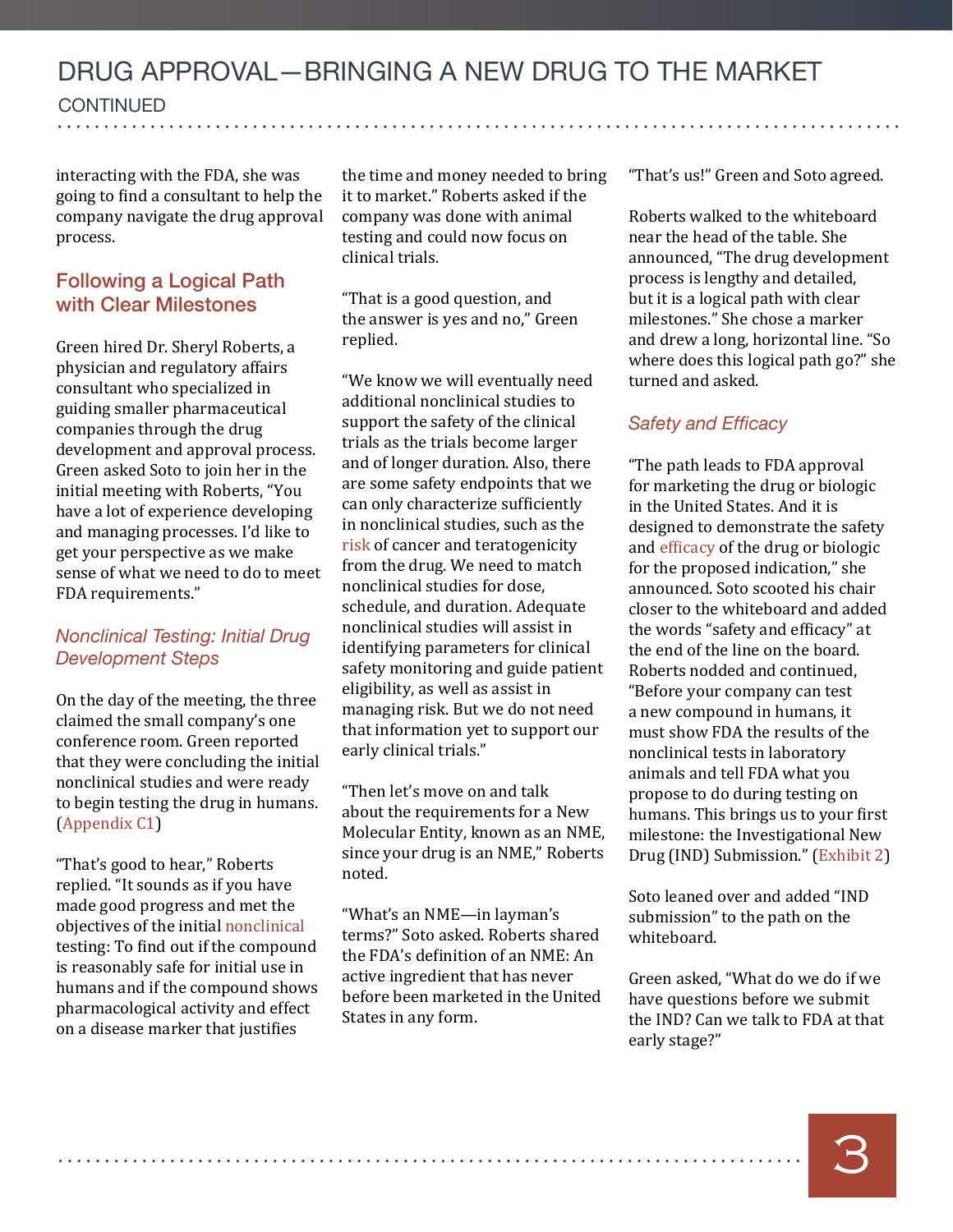interacting with the FDA, she was going to find a consultant to help the company navigate the drug approval process.

## Following a Logical Path with Clear Milestones

Green hired Dr. Sheryl Roberts, a physician and regulatory affairs consultant who specialized in guiding smaller pharmaceutical companies through the drug development and approval process. Green asked Soto to join her in the initial meeting with Roberts, "You have a lot of experience developing and managing processes. I'd like to get your perspective as we make sense of what we need to do to meet FDA requirements."

### *Nonclinical Testing: Initial Drug Development Steps*

On the day of the meeting, the three claimed the small company's one conference room. Green reported that they were concluding the initial nonclinical studies and were ready to begin testing the drug in humans. (Appendix C1)

"That's good to hear," Roberts replied. "It sounds as if you have made good progress and met the objectives of the initial nonclinical testing: To find out if the compound is reasonably safe for initial use in humans and if the compound shows pharmacological activity and effect on a disease marker that justifies the time and money needed to bring it to market." Roberts asked if the company was done with animal testing and could now focus on clinical trials.

"That is a good question, and the answer is yes and no," Green replied.

"We know we will eventually need additional nonclinical studies to support the safety of the clinical trials as the trials become larger and of longer duration. Also, there are some safety endpoints that we can only characterize sufficiently in nonclinical studies, such as the risk of cancer and teratogenicity from the drug. We need to match nonclinical studies for dose, schedule, and duration. Adequate nonclinical studies will assist in identifying parameters for clinical safety monitoring and guide patient eligibility, as well as assist in managing risk. But we do not need that information yet to support our early clinical trials."

"Then let's move on and talk about the requirements for a New Molecular Entity, known as an NME, since your drug is an NME," Roberts noted.

"What's an NME—in layman's terms?" Soto asked. Roberts shared the FDA's definition of an NME: An active ingredient that has never before been marketed in the United States in any form.

"That's us!" Green and Soto agreed.

Roberts walked to the whiteboard near the head of the table. She announced, "The drug development process is lengthy and detailed, but it is a logical path with clear milestones." She chose a marker and drew a long, horizontal line. "So where does this logical path go?" she turned and asked.

### *Safety and Efficacy*

"The path leads to FDA approval for marketing the drug or biologic in the United States. And it is designed to demonstrate the safety and efficacy of the drug or biologic for the proposed indication," she announced. Soto scooted his chair closer to the whiteboard and added the words "safety and efficacy" at the end of the line on the board. Roberts nodded and continued, "Before your company can test a new compound in humans, it must show FDA the results of the nonclinical tests in laboratory animals and tell FDA what you propose to do during testing on humans. This brings us to your first milestone: the Investigational New Drug (IND) Submission." (Exhibit 2)

Soto leaned over and added "IND submission" to the path on the whiteboard.

Green asked, "What do we do if we have questions before we submit the IND? Can we talk to FDA at that early stage?"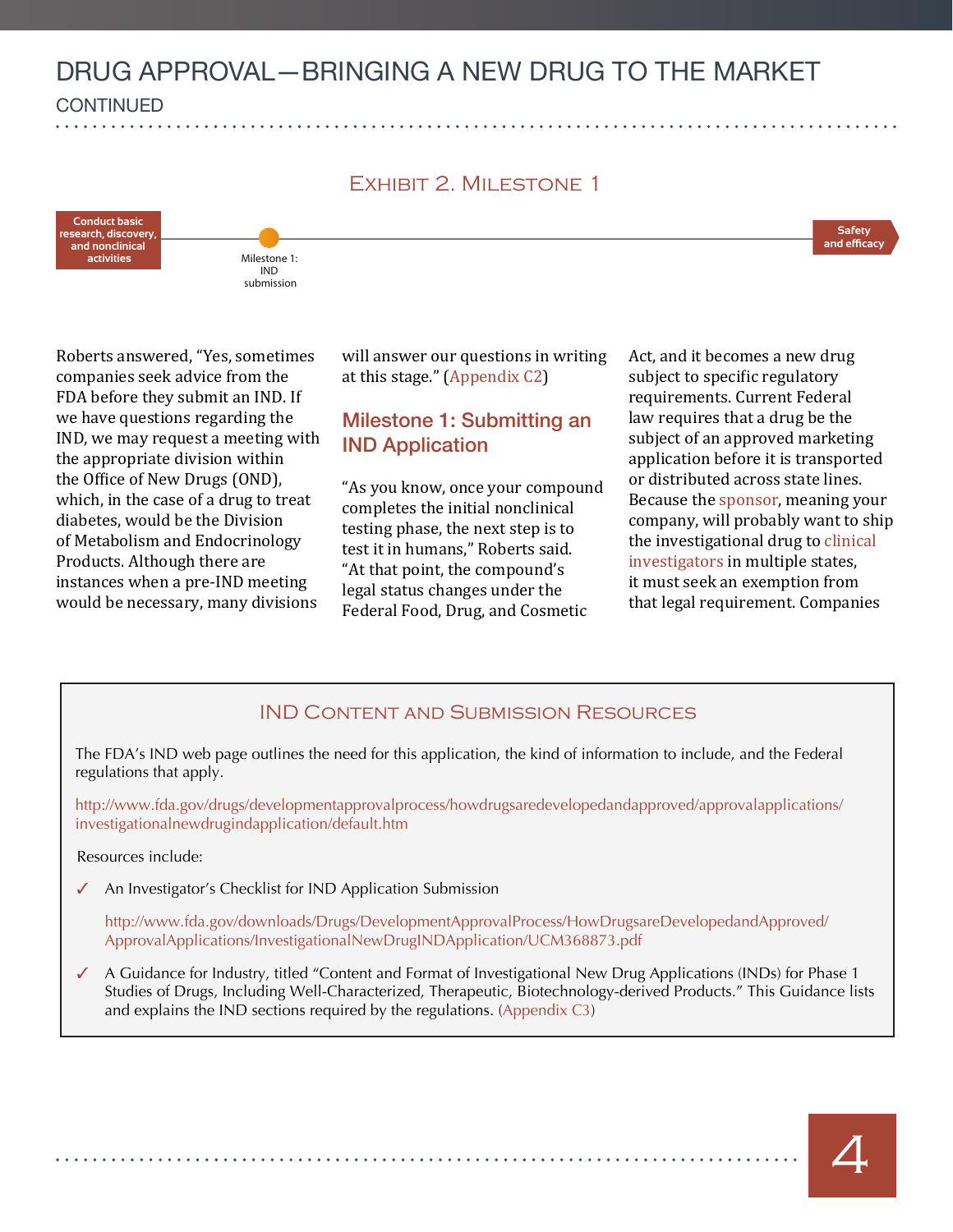## Exhibit 2. Milestone 1

Conduct basic research, discovery, and nonclinical activities — Milestone 1: IND submission — Safety and efficacy

Roberts answered, "Yes, sometimes companies seek advice from the FDA before they submit an IND. If we have questions regarding the IND, we may request a meeting with the appropriate division within the Office of New Drugs (OND), which, in the case of a drug to treat diabetes, would be the Division of Metabolism and Endocrinology Products. Although there are instances when a pre-IND meeting would be necessary, many divisions will answer our questions in writing at this stage." (Appendix C2)

## Milestone 1: Submitting an IND Application

"As you know, once your compound completes the initial nonclinical testing phase, the next step is to test it in humans," Roberts said. "At that point, the compound's legal status changes under the Federal Food, Drug, and Cosmetic Act, and it becomes a new drug subject to specific regulatory requirements. Current Federal law requires that a drug be the subject of an approved marketing application before it is transported or distributed across state lines. Because the sponsor, meaning your company, will probably want to ship the investigational drug to clinical investigators in multiple states, it must seek an exemption from that legal requirement. Companies

### IND Content and Submission Resources

The FDA's IND web page outlines the need for this application, the kind of information to include, and the Federal regulations that apply.

http://www.fda.gov/drugs/developmentapprovalprocess/howdrugsaredevelopedandapproved/approvalapplications/investigationalnewdrugindapplication/default.htm

Resources include:

- ✓ An Investigator's Checklist for IND Application Submission

  http://www.fda.gov/downloads/Drugs/DevelopmentApprovalProcess/HowDrugsareDevelopedandApproved/ApprovalApplications/InvestigationalNewDrugINDApplication/UCM368873.pdf

- ✓ A Guidance for Industry, titled "Content and Format of Investigational New Drug Applications (INDs) for Phase 1 Studies of Drugs, Including Well-Characterized, Therapeutic, Biotechnology-derived Products." This Guidance lists and explains the IND sections required by the regulations. (Appendix C3)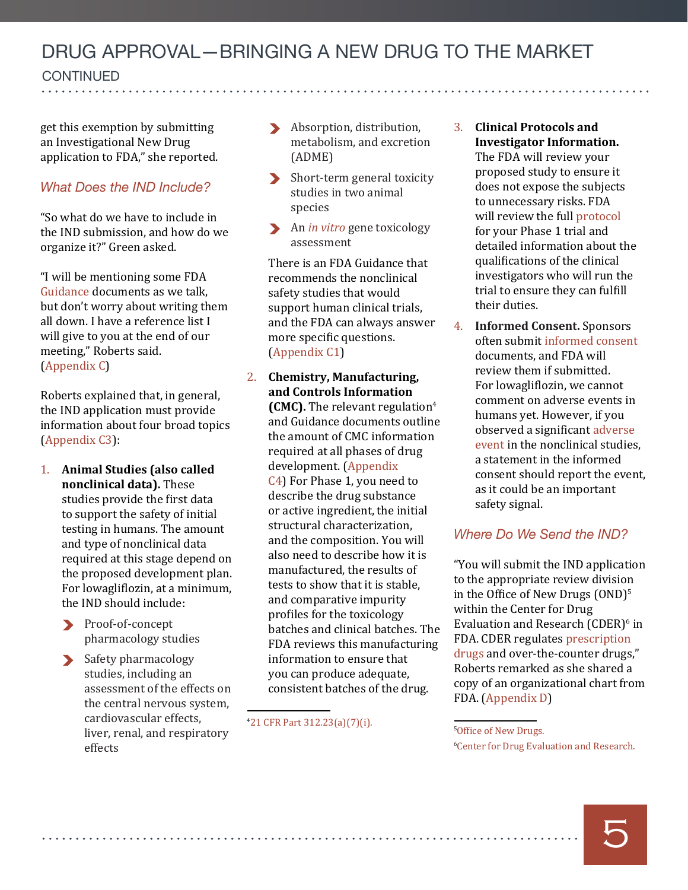get this exemption by submitting an Investigational New Drug application to FDA," she reported.

### *What Does the IND Include?*

"So what do we have to include in the IND submission, and how do we organize it?" Green asked.

"I will be mentioning some FDA Guidance documents as we talk, but don't worry about writing them all down. I have a reference list I will give to you at the end of our meeting," Roberts said. (Appendix C)

Roberts explained that, in general, the IND application must provide information about four broad topics (Appendix C3):

1. **Animal Studies (also called nonclinical data).** These studies provide the first data to support the safety of initial testing in humans. The amount and type of nonclinical data required at this stage depend on the proposed development plan. For lowagliflozin, at a minimum, the IND should include:
   - Proof-of-concept pharmacology studies
   - Safety pharmacology studies, including an assessment of the effects on the central nervous system, cardiovascular effects, liver, renal, and respiratory effects
   - Absorption, distribution, metabolism, and excretion (ADME)
   - Short-term general toxicity studies in two animal species
   - An *in vitro* gene toxicology assessment

   There is an FDA Guidance that recommends the nonclinical safety studies that would support human clinical trials, and the FDA can always answer more specific questions. (Appendix C1)

2. **Chemistry, Manufacturing, and Controls Information (CMC).** The relevant regulation[4] and Guidance documents outline the amount of CMC information required at all phases of drug development. (Appendix C4) For Phase 1, you need to describe the drug substance or active ingredient, the initial structural characterization, and the composition. You will also need to describe how it is manufactured, the results of tests to show that it is stable, and comparative impurity profiles for the toxicology batches and clinical batches. The FDA reviews this manufacturing information to ensure that you can produce adequate, consistent batches of the drug.

3. **Clinical Protocols and Investigator Information.** The FDA will review your proposed study to ensure it does not expose the subjects to unnecessary risks. FDA will review the full protocol for your Phase 1 trial and detailed information about the qualifications of the clinical investigators who will run the trial to ensure they can fulfill their duties.

4. **Informed Consent.** Sponsors often submit informed consent documents, and FDA will review them if submitted. For lowagliflozin, we cannot comment on adverse events in humans yet. However, if you observed a significant adverse event in the nonclinical studies, a statement in the informed consent should report the event, as it could be an important safety signal.

### *Where Do We Send the IND?*

"You will submit the IND application to the appropriate review division in the Office of New Drugs (OND)[5] within the Center for Drug Evaluation and Research (CDER)[6] in FDA. CDER regulates prescription drugs and over-the-counter drugs," Roberts remarked as she shared a copy of an organizational chart from FDA. (Appendix D)

---

[4] 21 CFR Part 312.23(a)(7)(i).

[5] Office of New Drugs.

[6] Center for Drug Evaluation and Research.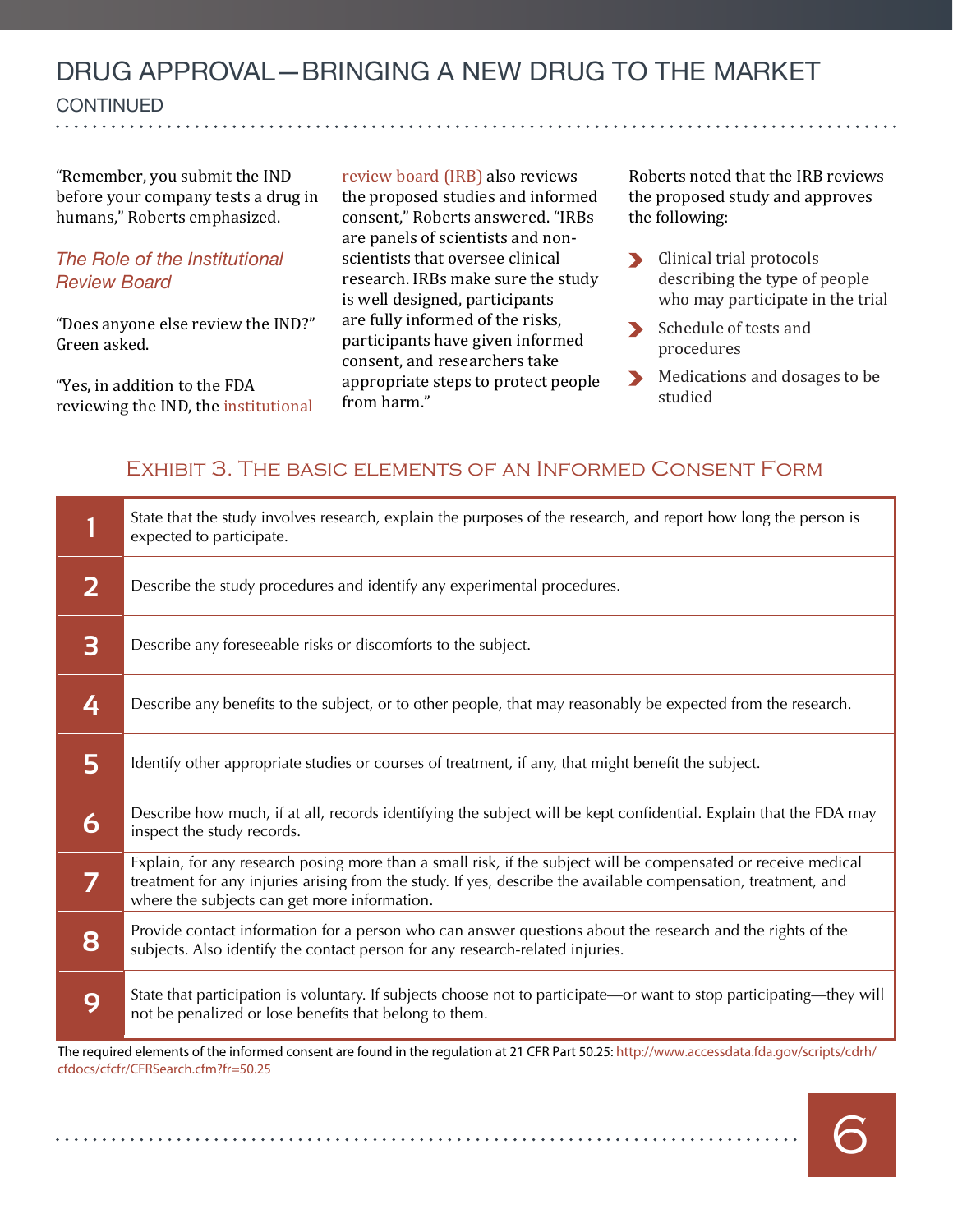# DRUG APPROVAL—BRINGING A NEW DRUG TO THE MARKET

CONTINUED

"Remember, you submit the IND before your company tests a drug in humans," Roberts emphasized.

### *The Role of the Institutional Review Board*

"Does anyone else review the IND?" Green asked.

"Yes, in addition to the FDA reviewing the IND, the institutional review board (IRB) also reviews the proposed studies and informed consent," Roberts answered. "IRBs are panels of scientists and non-scientists that oversee clinical research. IRBs make sure the study is well designed, participants are fully informed of the risks, participants have given informed consent, and researchers take appropriate steps to protect people from harm."

Roberts noted that the IRB reviews the proposed study and approves the following:

- Clinical trial protocols describing the type of people who may participate in the trial
- Schedule of tests and procedures
- Medications and dosages to be studied

## Exhibit 3. The basic elements of an Informed Consent Form

| | |
|---|---|
| 1 | State that the study involves research, explain the purposes of the research, and report how long the person is expected to participate. |
| 2 | Describe the study procedures and identify any experimental procedures. |
| 3 | Describe any foreseeable risks or discomforts to the subject. |
| 4 | Describe any benefits to the subject, or to other people, that may reasonably be expected from the research. |
| 5 | Identify other appropriate studies or courses of treatment, if any, that might benefit the subject. |
| 6 | Describe how much, if at all, records identifying the subject will be kept confidential. Explain that the FDA may inspect the study records. |
| 7 | Explain, for any research posing more than a small risk, if the subject will be compensated or receive medical treatment for any injuries arising from the study. If yes, describe the available compensation, treatment, and where the subjects can get more information. |
| 8 | Provide contact information for a person who can answer questions about the research and the rights of the subjects. Also identify the contact person for any research-related injuries. |
| 9 | State that participation is voluntary. If subjects choose not to participate—or want to stop participating—they will not be penalized or lose benefits that belong to them. |

The required elements of the informed consent are found in the regulation at 21 CFR Part 50.25: http://www.accessdata.fda.gov/scripts/cdrh/cfdocs/cfcfr/CFRSearch.cfm?fr=50.25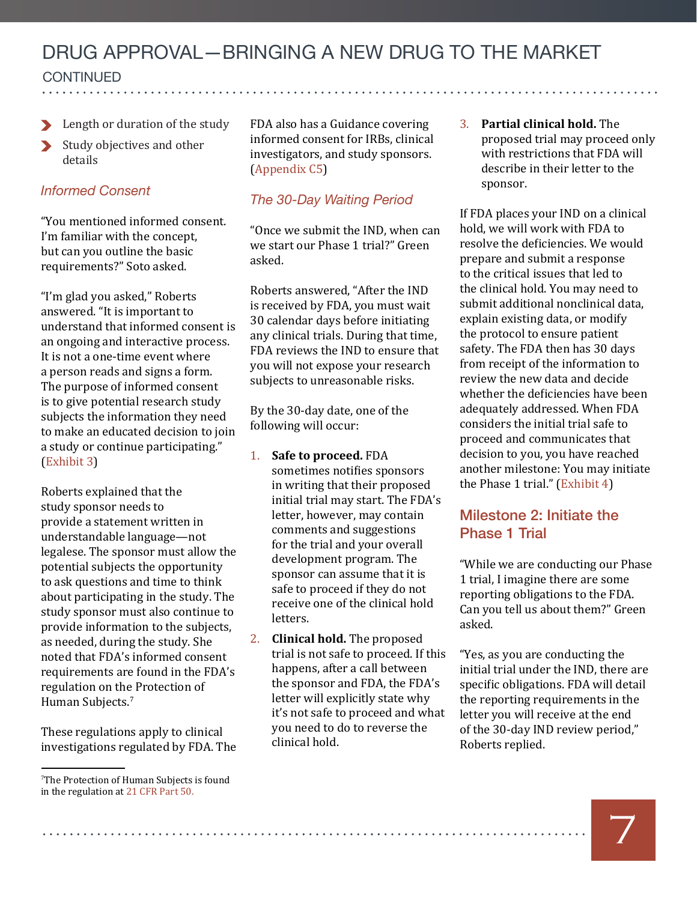- Length or duration of the study
- Study objectives and other details

### *Informed Consent*

"You mentioned informed consent. I'm familiar with the concept, but can you outline the basic requirements?" Soto asked.

"I'm glad you asked," Roberts answered. "It is important to understand that informed consent is an ongoing and interactive process. It is not a one-time event where a person reads and signs a form. The purpose of informed consent is to give potential research study subjects the information they need to make an educated decision to join a study or continue participating." (Exhibit 3)

Roberts explained that the study sponsor needs to provide a statement written in understandable language—not legalese. The sponsor must allow the potential subjects the opportunity to ask questions and time to think about participating in the study. The study sponsor must also continue to provide information to the subjects, as needed, during the study. She noted that FDA's informed consent requirements are found in the FDA's regulation on the Protection of Human Subjects.[7]

These regulations apply to clinical investigations regulated by FDA. The FDA also has a Guidance covering informed consent for IRBs, clinical investigators, and study sponsors. (Appendix C5)

### *The 30-Day Waiting Period*

"Once we submit the IND, when can we start our Phase 1 trial?" Green asked.

Roberts answered, "After the IND is received by FDA, you must wait 30 calendar days before initiating any clinical trials. During that time, FDA reviews the IND to ensure that you will not expose your research subjects to unreasonable risks.

By the 30-day date, one of the following will occur:

1. **Safe to proceed.** FDA sometimes notifies sponsors in writing that their proposed initial trial may start. The FDA's letter, however, may contain comments and suggestions for the trial and your overall development program. The sponsor can assume that it is safe to proceed if they do not receive one of the clinical hold letters.
2. **Clinical hold.** The proposed trial is not safe to proceed. If this happens, after a call between the sponsor and FDA, the FDA's letter will explicitly state why it's not safe to proceed and what you need to do to reverse the clinical hold.
3. **Partial clinical hold.** The proposed trial may proceed only with restrictions that FDA will describe in their letter to the sponsor.

If FDA places your IND on a clinical hold, we will work with FDA to resolve the deficiencies. We would prepare and submit a response to the critical issues that led to the clinical hold. You may need to submit additional nonclinical data, explain existing data, or modify the protocol to ensure patient safety. The FDA then has 30 days from receipt of the information to review the new data and decide whether the deficiencies have been adequately addressed. When FDA considers the initial trial safe to proceed and communicates that decision to you, you have reached another milestone: You may initiate the Phase 1 trial." (Exhibit 4)

## Milestone 2: Initiate the Phase 1 Trial

"While we are conducting our Phase 1 trial, I imagine there are some reporting obligations to the FDA. Can you tell us about them?" Green asked.

"Yes, as you are conducting the initial trial under the IND, there are specific obligations. FDA will detail the reporting requirements in the letter you will receive at the end of the 30-day IND review period," Roberts replied.

---

[7]The Protection of Human Subjects is found in the regulation at 21 CFR Part 50.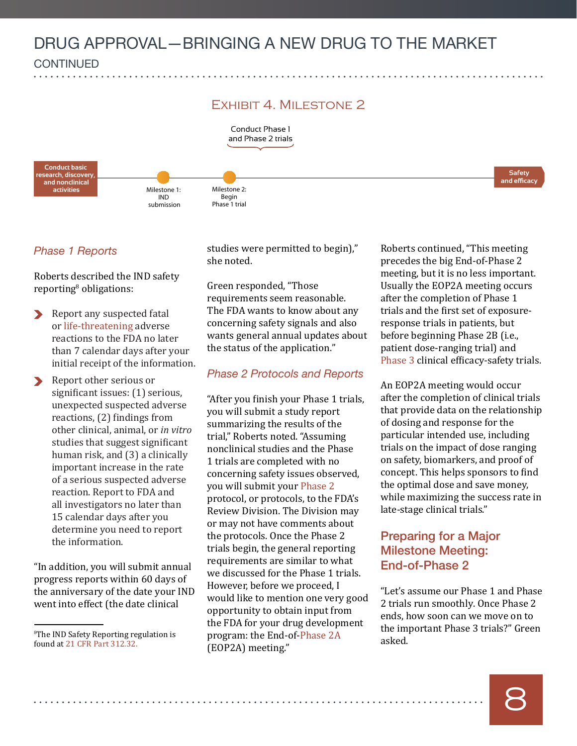# DRUG APPROVAL—BRINGING A NEW DRUG TO THE MARKET

CONTINUED

## Exhibit 4. Milestone 2

Conduct Phase I and Phase 2 trials

Conduct basic research, discovery, and nonclinical activities

Milestone 1: IND submission

Milestone 2: Begin Phase 1 trial

Safety and efficacy

### *Phase 1 Reports*

Roberts described the IND safety reporting[8] obligations:

- Report any suspected fatal or life-threatening adverse reactions to the FDA no later than 7 calendar days after your initial receipt of the information.
- Report other serious or significant issues: (1) serious, unexpected suspected adverse reactions, (2) findings from other clinical, animal, or *in vitro* studies that suggest significant human risk, and (3) a clinically important increase in the rate of a serious suspected adverse reaction. Report to FDA and all investigators no later than 15 calendar days after you determine you need to report the information.

"In addition, you will submit annual progress reports within 60 days of the anniversary of the date your IND went into effect (the date clinical studies were permitted to begin)," she noted.

Green responded, "Those requirements seem reasonable. The FDA wants to know about any concerning safety signals and also wants general annual updates about the status of the application."

### *Phase 2 Protocols and Reports*

"After you finish your Phase 1 trials, you will submit a study report summarizing the results of the trial," Roberts noted. "Assuming nonclinical studies and the Phase 1 trials are completed with no concerning safety issues observed, you will submit your Phase 2 protocol, or protocols, to the FDA's Review Division. The Division may or may not have comments about the protocols. Once the Phase 2 trials begin, the general reporting requirements are similar to what we discussed for the Phase 1 trials. However, before we proceed, I would like to mention one very good opportunity to obtain input from the FDA for your drug development program: the End-of-Phase 2A (EOP2A) meeting."

Roberts continued, "This meeting precedes the big End-of-Phase 2 meeting, but it is no less important. Usually the EOP2A meeting occurs after the completion of Phase 1 trials and the first set of exposure-response trials in patients, but before beginning Phase 2B (i.e., patient dose-ranging trial) and Phase 3 clinical efficacy-safety trials.

An EOP2A meeting would occur after the completion of clinical trials that provide data on the relationship of dosing and response for the particular intended use, including trials on the impact of dose ranging on safety, biomarkers, and proof of concept. This helps sponsors to find the optimal dose and save money, while maximizing the success rate in late-stage clinical trials."

### Preparing for a Major Milestone Meeting: End-of-Phase 2

"Let's assume our Phase 1 and Phase 2 trials run smoothly. Once Phase 2 ends, how soon can we move on to the important Phase 3 trials?" Green asked.

---

[8] The IND Safety Reporting regulation is found at 21 CFR Part 312.32.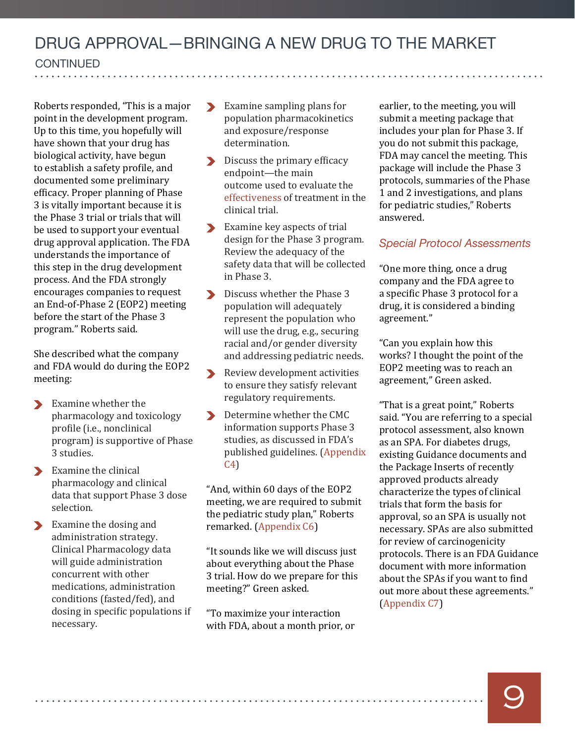# DRUG APPROVAL—BRINGING A NEW DRUG TO THE MARKET

CONTINUED

Roberts responded, “This is a major point in the development program. Up to this time, you hopefully will have shown that your drug has biological activity, have begun to establish a safety profile, and documented some preliminary efficacy. Proper planning of Phase 3 is vitally important because it is the Phase 3 trial or trials that will be used to support your eventual drug approval application. The FDA understands the importance of this step in the drug development process. And the FDA strongly encourages companies to request an End-of-Phase 2 (EOP2) meeting before the start of the Phase 3 program.” Roberts said.

She described what the company and FDA would do during the EOP2 meeting:

- Examine whether the pharmacology and toxicology profile (i.e., nonclinical program) is supportive of Phase 3 studies.
- Examine the clinical pharmacology and clinical data that support Phase 3 dose selection.
- Examine the dosing and administration strategy. Clinical Pharmacology data will guide administration concurrent with other medications, administration conditions (fasted/fed), and dosing in specific populations if necessary.
- Examine sampling plans for population pharmacokinetics and exposure/response determination.
- Discuss the primary efficacy endpoint—the main outcome used to evaluate the effectiveness of treatment in the clinical trial.
- Examine key aspects of trial design for the Phase 3 program. Review the adequacy of the safety data that will be collected in Phase 3.
- Discuss whether the Phase 3 population will adequately represent the population who will use the drug, e.g., securing racial and/or gender diversity and addressing pediatric needs.
- Review development activities to ensure they satisfy relevant regulatory requirements.
- Determine whether the CMC information supports Phase 3 studies, as discussed in FDA’s published guidelines. (Appendix C4)

“And, within 60 days of the EOP2 meeting, we are required to submit the pediatric study plan,” Roberts remarked. (Appendix C6)

“It sounds like we will discuss just about everything about the Phase 3 trial. How do we prepare for this meeting?” Green asked.

“To maximize your interaction with FDA, about a month prior, or earlier, to the meeting, you will submit a meeting package that includes your plan for Phase 3. If you do not submit this package, FDA may cancel the meeting. This package will include the Phase 3 protocols, summaries of the Phase 1 and 2 investigations, and plans for pediatric studies,” Roberts answered.

### *Special Protocol Assessments*

“One more thing, once a drug company and the FDA agree to a specific Phase 3 protocol for a drug, it is considered a binding agreement.”

“Can you explain how this works? I thought the point of the EOP2 meeting was to reach an agreement,” Green asked.

“That is a great point,” Roberts said. “You are referring to a special protocol assessment, also known as an SPA. For diabetes drugs, existing Guidance documents and the Package Inserts of recently approved products already characterize the types of clinical trials that form the basis for approval, so an SPA is usually not necessary. SPAs are also submitted for review of carcinogenicity protocols. There is an FDA Guidance document with more information about the SPAs if you want to find out more about these agreements.” (Appendix C7)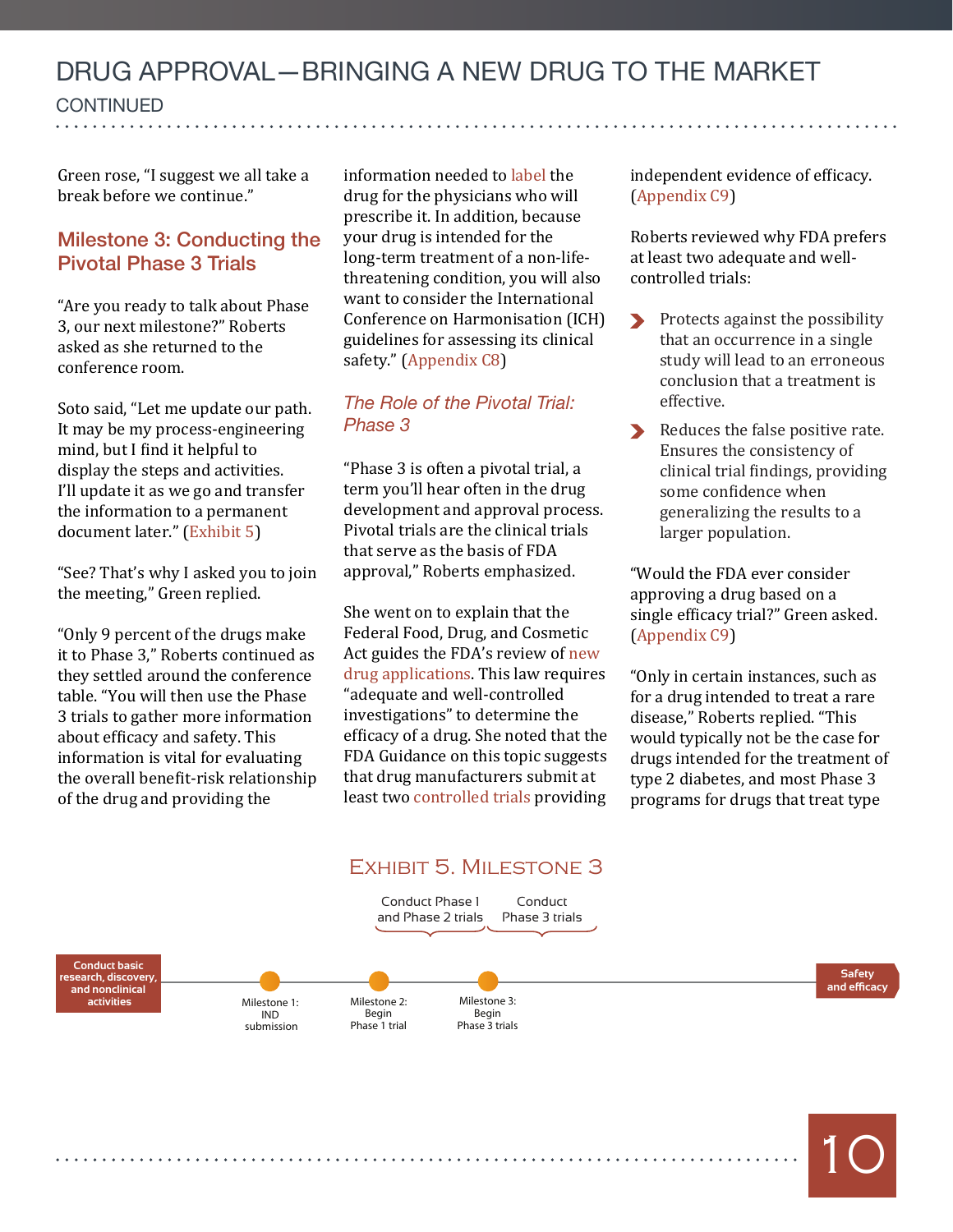# DRUG APPROVAL—BRINGING A NEW DRUG TO THE MARKET

CONTINUED

Green rose, "I suggest we all take a break before we continue."

## Milestone 3: Conducting the Pivotal Phase 3 Trials

"Are you ready to talk about Phase 3, our next milestone?" Roberts asked as she returned to the conference room.

Soto said, "Let me update our path. It may be my process-engineering mind, but I find it helpful to display the steps and activities. I'll update it as we go and transfer the information to a permanent document later." (Exhibit 5)

"See? That's why I asked you to join the meeting," Green replied.

"Only 9 percent of the drugs make it to Phase 3," Roberts continued as they settled around the conference table. "You will then use the Phase 3 trials to gather more information about efficacy and safety. This information is vital for evaluating the overall benefit-risk relationship of the drug and providing the information needed to label the drug for the physicians who will prescribe it. In addition, because your drug is intended for the long-term treatment of a non-life-threatening condition, you will also want to consider the International Conference on Harmonisation (ICH) guidelines for assessing its clinical safety." (Appendix C8)

### *The Role of the Pivotal Trial: Phase 3*

"Phase 3 is often a pivotal trial, a term you'll hear often in the drug development and approval process. Pivotal trials are the clinical trials that serve as the basis of FDA approval," Roberts emphasized.

She went on to explain that the Federal Food, Drug, and Cosmetic Act guides the FDA's review of new drug applications. This law requires "adequate and well-controlled investigations" to determine the efficacy of a drug. She noted that the FDA Guidance on this topic suggests that drug manufacturers submit at least two controlled trials providing independent evidence of efficacy. (Appendix C9)

Roberts reviewed why FDA prefers at least two adequate and well-controlled trials:

- Protects against the possibility that an occurrence in a single study will lead to an erroneous conclusion that a treatment is effective.
- Reduces the false positive rate. Ensures the consistency of clinical trial findings, providing some confidence when generalizing the results to a larger population.

"Would the FDA ever consider approving a drug based on a single efficacy trial?" Green asked. (Appendix C9)

"Only in certain instances, such as for a drug intended to treat a rare disease," Roberts replied. "This would typically not be the case for drugs intended for the treatment of type 2 diabetes, and most Phase 3 programs for drugs that treat type

EXHIBIT 5. MILESTONE 3

Conduct basic research, discovery, and nonclinical activities → Milestone 1: IND submission → Milestone 2: Begin Phase 1 trial → [Conduct Phase 1 and Phase 2 trials] → Milestone 3: Begin Phase 3 trials → [Conduct Phase 3 trials] → Safety and efficacy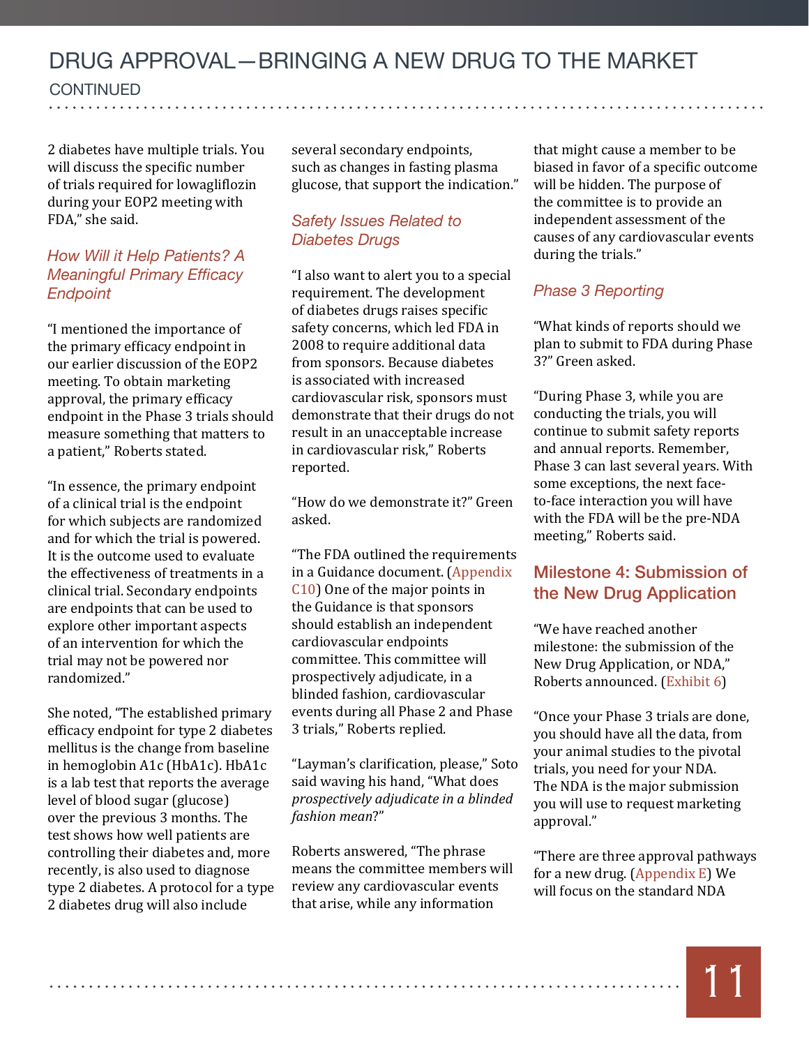2 diabetes have multiple trials. You will discuss the specific number of trials required for lowagliflozin during your EOP2 meeting with FDA," she said.

### *How Will it Help Patients? A Meaningful Primary Efficacy Endpoint*

"I mentioned the importance of the primary efficacy endpoint in our earlier discussion of the EOP2 meeting. To obtain marketing approval, the primary efficacy endpoint in the Phase 3 trials should measure something that matters to a patient," Roberts stated.

"In essence, the primary endpoint of a clinical trial is the endpoint for which subjects are randomized and for which the trial is powered. It is the outcome used to evaluate the effectiveness of treatments in a clinical trial. Secondary endpoints are endpoints that can be used to explore other important aspects of an intervention for which the trial may not be powered nor randomized."

She noted, "The established primary efficacy endpoint for type 2 diabetes mellitus is the change from baseline in hemoglobin A1c (HbA1c). HbA1c is a lab test that reports the average level of blood sugar (glucose) over the previous 3 months. The test shows how well patients are controlling their diabetes and, more recently, is also used to diagnose type 2 diabetes. A protocol for a type 2 diabetes drug will also include several secondary endpoints, such as changes in fasting plasma glucose, that support the indication."

### *Safety Issues Related to Diabetes Drugs*

"I also want to alert you to a special requirement. The development of diabetes drugs raises specific safety concerns, which led FDA in 2008 to require additional data from sponsors. Because diabetes is associated with increased cardiovascular risk, sponsors must demonstrate that their drugs do not result in an unacceptable increase in cardiovascular risk," Roberts reported.

"How do we demonstrate it?" Green asked.

"The FDA outlined the requirements in a Guidance document. (Appendix C10) One of the major points in the Guidance is that sponsors should establish an independent cardiovascular endpoints committee. This committee will prospectively adjudicate, in a blinded fashion, cardiovascular events during all Phase 2 and Phase 3 trials," Roberts replied.

"Layman's clarification, please," Soto said waving his hand, "What does *prospectively adjudicate in a blinded fashion mean*?"

Roberts answered, "The phrase means the committee members will review any cardiovascular events that arise, while any information that might cause a member to be biased in favor of a specific outcome will be hidden. The purpose of the committee is to provide an independent assessment of the causes of any cardiovascular events during the trials."

### *Phase 3 Reporting*

"What kinds of reports should we plan to submit to FDA during Phase 3?" Green asked.

"During Phase 3, while you are conducting the trials, you will continue to submit safety reports and annual reports. Remember, Phase 3 can last several years. With some exceptions, the next face-to-face interaction you will have with the FDA will be the pre-NDA meeting," Roberts said.

## Milestone 4: Submission of the New Drug Application

"We have reached another milestone: the submission of the New Drug Application, or NDA," Roberts announced. (Exhibit 6)

"Once your Phase 3 trials are done, you should have all the data, from your animal studies to the pivotal trials, you need for your NDA. The NDA is the major submission you will use to request marketing approval."

"There are three approval pathways for a new drug. (Appendix E) We will focus on the standard NDA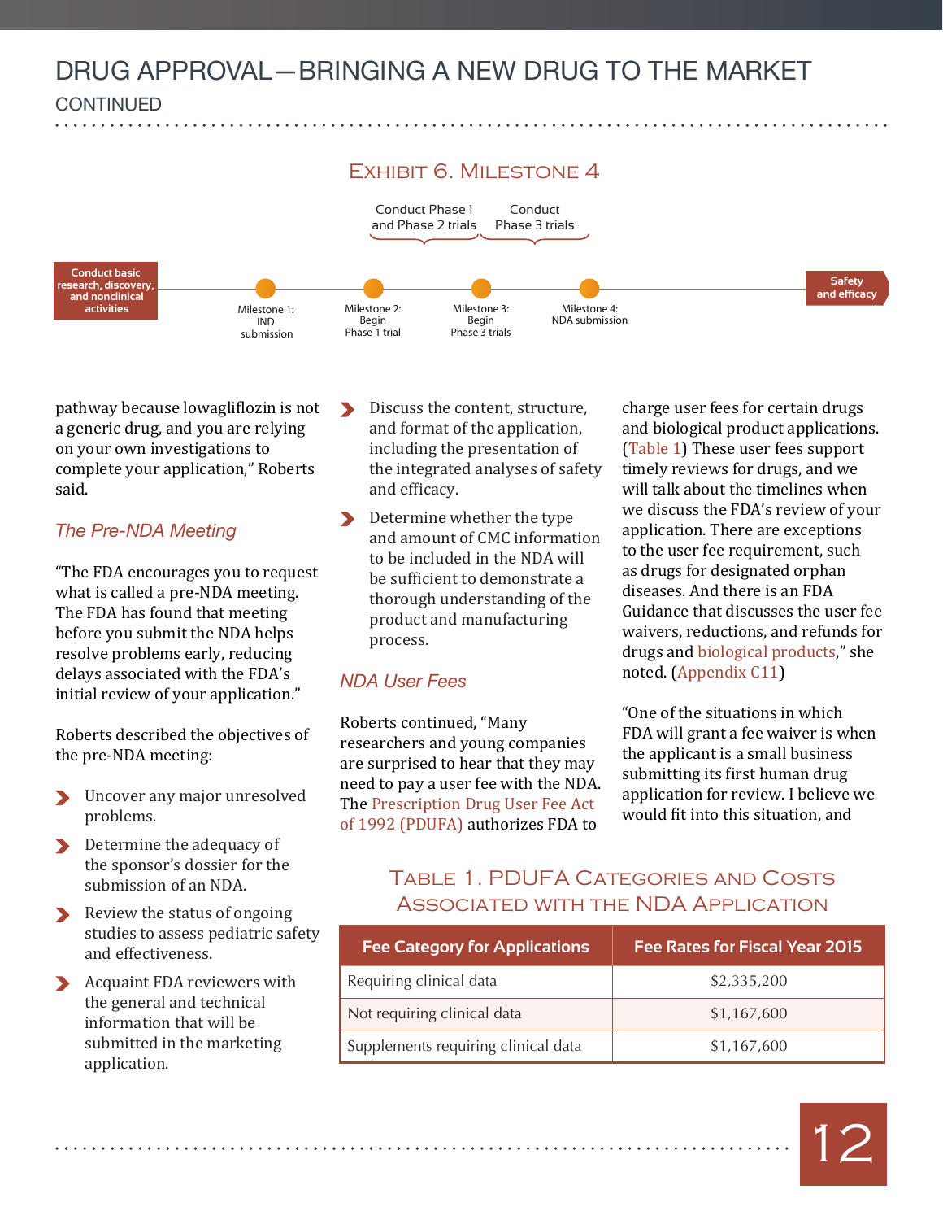## Exhibit 6. Milestone 4

Conduct basic research, discovery, and nonclinical activities → Milestone 1: IND submission → Milestone 2: Begin Phase 1 trial → Milestone 3: Begin Phase 3 trials → Milestone 4: NDA submission → Safety and efficacy

(Conduct Phase 1 and Phase 2 trials: between Milestone 2 and Milestone 3; Conduct Phase 3 trials: between Milestone 3 and Milestone 4)

pathway because lowagliflozin is not a generic drug, and you are relying on your own investigations to complete your application," Roberts said.

### *The Pre-NDA Meeting*

"The FDA encourages you to request what is called a pre-NDA meeting. The FDA has found that meeting before you submit the NDA helps resolve problems early, reducing delays associated with the FDA's initial review of your application."

Roberts described the objectives of the pre-NDA meeting:

- Uncover any major unresolved problems.
- Determine the adequacy of the sponsor's dossier for the submission of an NDA.
- Review the status of ongoing studies to assess pediatric safety and effectiveness.
- Acquaint FDA reviewers with the general and technical information that will be submitted in the marketing application.
- Discuss the content, structure, and format of the application, including the presentation of the integrated analyses of safety and efficacy.
- Determine whether the type and amount of CMC information to be included in the NDA will be sufficient to demonstrate a thorough understanding of the product and manufacturing process.

### *NDA User Fees*

Roberts continued, "Many researchers and young companies are surprised to hear that they may need to pay a user fee with the NDA. The Prescription Drug User Fee Act of 1992 (PDUFA) authorizes FDA to charge user fees for certain drugs and biological product applications. (Table 1) These user fees support timely reviews for drugs, and we will talk about the timelines when we discuss the FDA's review of your application. There are exceptions to the user fee requirement, such as drugs for designated orphan diseases. And there is an FDA Guidance that discusses the user fee waivers, reductions, and refunds for drugs and biological products," she noted. (Appendix C11)

"One of the situations in which FDA will grant a fee waiver is when the applicant is a small business submitting its first human drug application for review. I believe we would fit into this situation, and

## Table 1. PDUFA Categories and Costs Associated with the NDA Application

| Fee Category for Applications | Fee Rates for Fiscal Year 2015 |
|---|---|
| Requiring clinical data | $2,335,200 |
| Not requiring clinical data | $1,167,600 |
| Supplements requiring clinical data | $1,167,600 |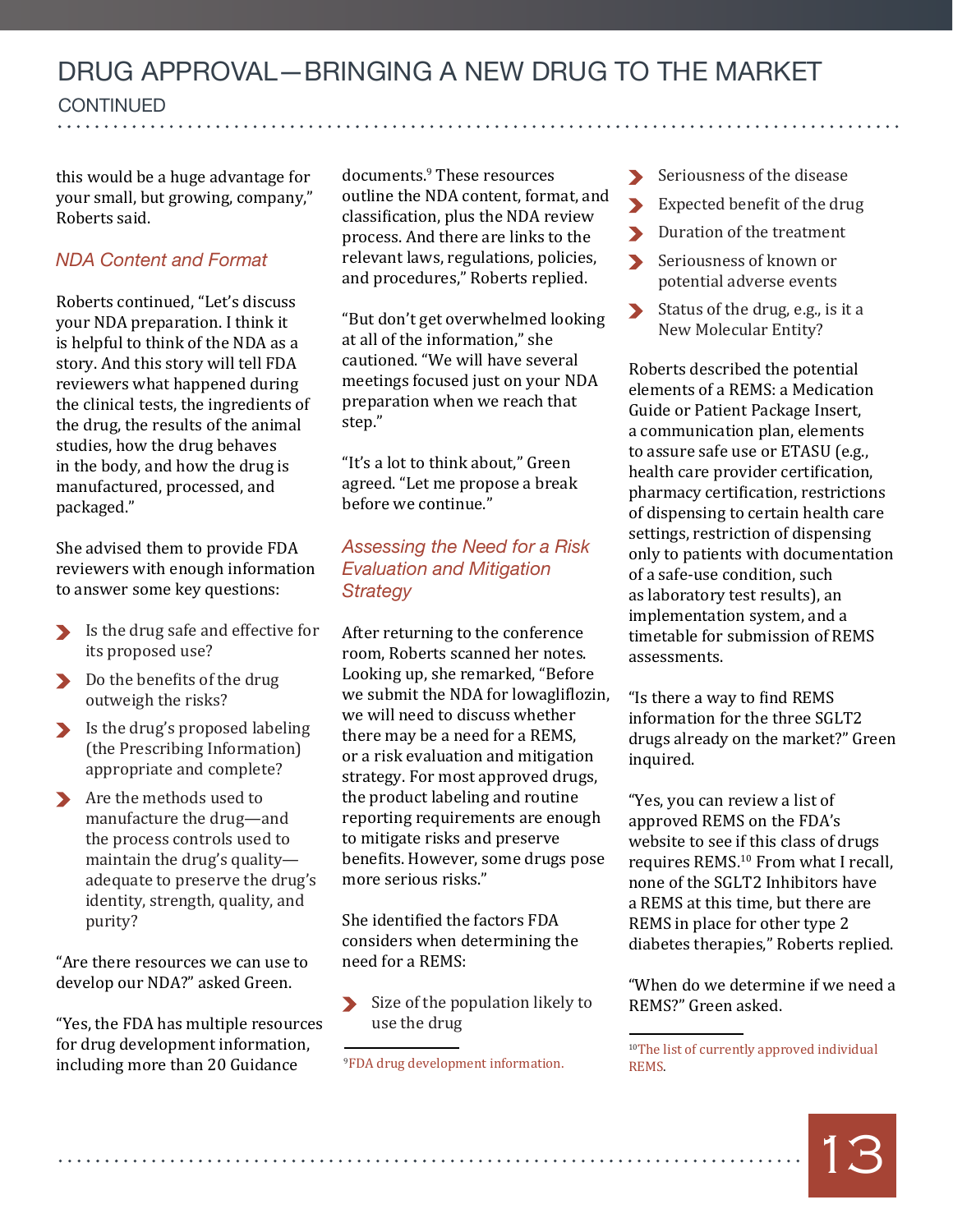this would be a huge advantage for your small, but growing, company," Roberts said.

### NDA Content and Format

Roberts continued, "Let's discuss your NDA preparation. I think it is helpful to think of the NDA as a story. And this story will tell FDA reviewers what happened during the clinical tests, the ingredients of the drug, the results of the animal studies, how the drug behaves in the body, and how the drug is manufactured, processed, and packaged."

She advised them to provide FDA reviewers with enough information to answer some key questions:

- Is the drug safe and effective for its proposed use?
- Do the benefits of the drug outweigh the risks?
- Is the drug's proposed labeling (the Prescribing Information) appropriate and complete?
- Are the methods used to manufacture the drug—and the process controls used to maintain the drug's quality—adequate to preserve the drug's identity, strength, quality, and purity?

"Are there resources we can use to develop our NDA?" asked Green.

"Yes, the FDA has multiple resources for drug development information, including more than 20 Guidance documents.[9] These resources outline the NDA content, format, and classification, plus the NDA review process. And there are links to the relevant laws, regulations, policies, and procedures," Roberts replied.

"But don't get overwhelmed looking at all of the information," she cautioned. "We will have several meetings focused just on your NDA preparation when we reach that step."

"It's a lot to think about," Green agreed. "Let me propose a break before we continue."

### Assessing the Need for a Risk Evaluation and Mitigation Strategy

After returning to the conference room, Roberts scanned her notes. Looking up, she remarked, "Before we submit the NDA for lowagliflozin, we will need to discuss whether there may be a need for a REMS, or a risk evaluation and mitigation strategy. For most approved drugs, the product labeling and routine reporting requirements are enough to mitigate risks and preserve benefits. However, some drugs pose more serious risks."

She identified the factors FDA considers when determining the need for a REMS:

- Size of the population likely to use the drug
- Seriousness of the disease
- Expected benefit of the drug
- Duration of the treatment
- Seriousness of known or potential adverse events
- Status of the drug, e.g., is it a New Molecular Entity?

Roberts described the potential elements of a REMS: a Medication Guide or Patient Package Insert, a communication plan, elements to assure safe use or ETASU (e.g., health care provider certification, pharmacy certification, restrictions of dispensing to certain health care settings, restriction of dispensing only to patients with documentation of a safe-use condition, such as laboratory test results), an implementation system, and a timetable for submission of REMS assessments.

"Is there a way to find REMS information for the three SGLT2 drugs already on the market?" Green inquired.

"Yes, you can review a list of approved REMS on the FDA's website to see if this class of drugs requires REMS.[10] From what I recall, none of the SGLT2 Inhibitors have a REMS at this time, but there are REMS in place for other type 2 diabetes therapies," Roberts replied.

"When do we determine if we need a REMS?" Green asked.

---

[9] FDA drug development information.

[10] The list of currently approved individual REMS.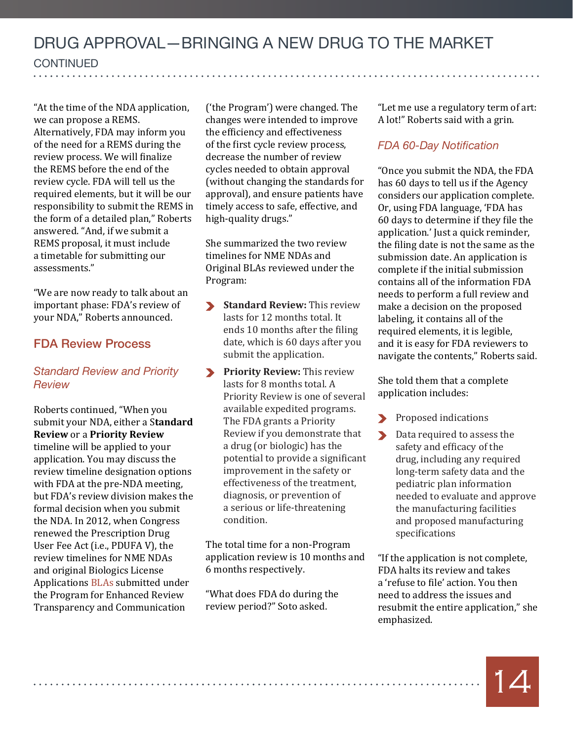# DRUG APPROVAL—BRINGING A NEW DRUG TO THE MARKET

CONTINUED

"At the time of the NDA application, we can propose a REMS. Alternatively, FDA may inform you of the need for a REMS during the review process. We will finalize the REMS before the end of the review cycle. FDA will tell us the required elements, but it will be our responsibility to submit the REMS in the form of a detailed plan," Roberts answered. "And, if we submit a REMS proposal, it must include a timetable for submitting our assessments."

"We are now ready to talk about an important phase: FDA's review of your NDA," Roberts announced.

## FDA Review Process

### *Standard Review and Priority Review*

Roberts continued, "When you submit your NDA, either a S**tandard Review** or a **Priority Review** timeline will be applied to your application. You may discuss the review timeline designation options with FDA at the pre-NDA meeting, but FDA's review division makes the formal decision when you submit the NDA. In 2012, when Congress renewed the Prescription Drug User Fee Act (i.e., PDUFA V), the review timelines for NME NDAs and original Biologics License Applications BLAs submitted under the Program for Enhanced Review Transparency and Communication ('the Program') were changed. The changes were intended to improve the efficiency and effectiveness of the first cycle review process, decrease the number of review cycles needed to obtain approval (without changing the standards for approval), and ensure patients have timely access to safe, effective, and high-quality drugs."

She summarized the two review timelines for NME NDAs and Original BLAs reviewed under the Program:

- **Standard Review:** This review lasts for 12 months total. It ends 10 months after the filing date, which is 60 days after you submit the application.
- **Priority Review:** This review lasts for 8 months total. A Priority Review is one of several available expedited programs. The FDA grants a Priority Review if you demonstrate that a drug (or biologic) has the potential to provide a significant improvement in the safety or effectiveness of the treatment, diagnosis, or prevention of a serious or life-threatening condition.

The total time for a non-Program application review is 10 months and 6 months respectively.

"What does FDA do during the review period?" Soto asked.

"Let me use a regulatory term of art: A lot!" Roberts said with a grin.

### *FDA 60-Day Notification*

"Once you submit the NDA, the FDA has 60 days to tell us if the Agency considers our application complete. Or, using FDA language, 'FDA has 60 days to determine if they file the application.' Just a quick reminder, the filing date is not the same as the submission date. An application is complete if the initial submission contains all of the information FDA needs to perform a full review and make a decision on the proposed labeling, it contains all of the required elements, it is legible, and it is easy for FDA reviewers to navigate the contents," Roberts said.

She told them that a complete application includes:

- Proposed indications
- Data required to assess the safety and efficacy of the drug, including any required long-term safety data and the pediatric plan information needed to evaluate and approve the manufacturing facilities and proposed manufacturing specifications

"If the application is not complete, FDA halts its review and takes a 'refuse to file' action. You then need to address the issues and resubmit the entire application," she emphasized.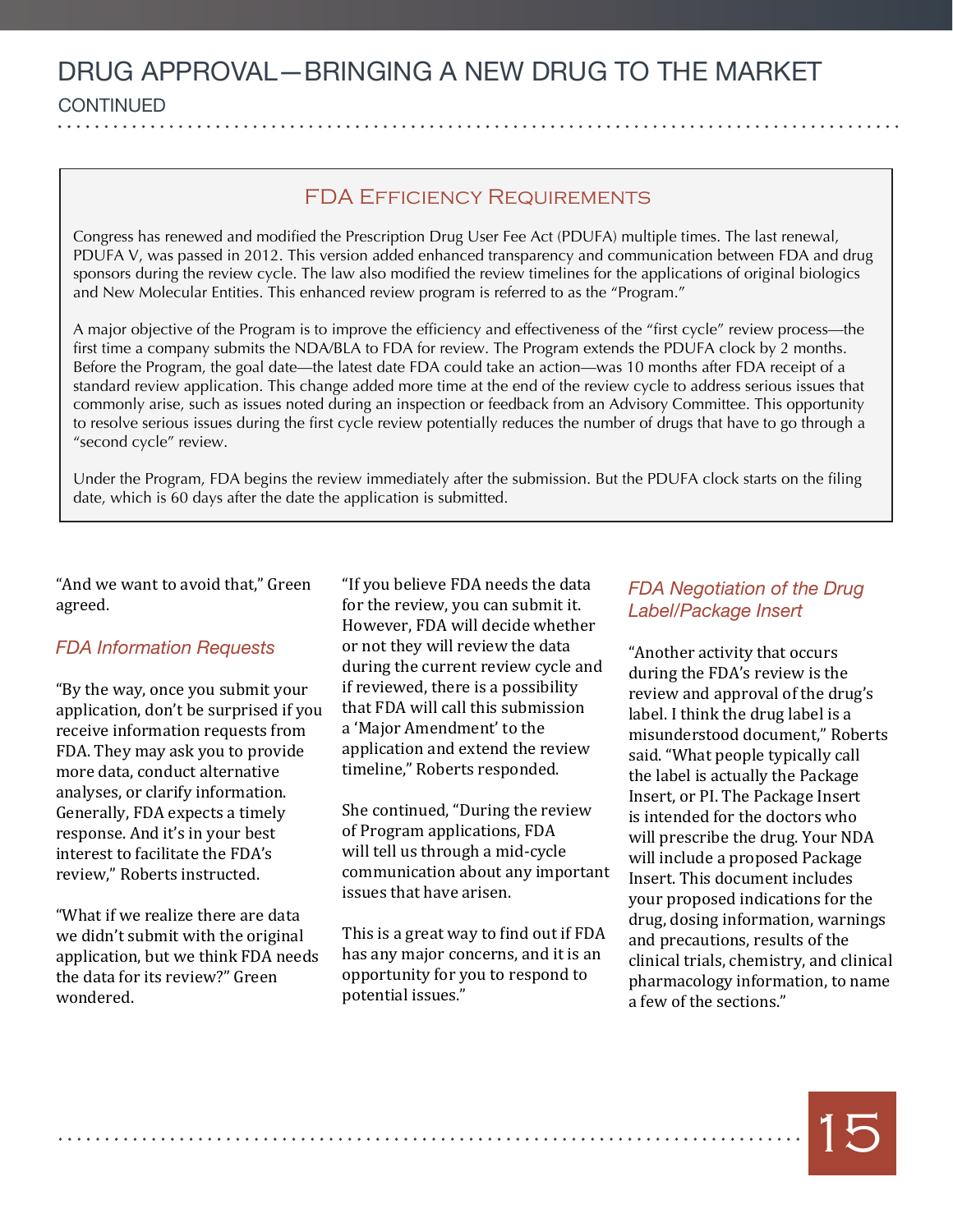## FDA Efficiency Requirements

Congress has renewed and modified the Prescription Drug User Fee Act (PDUFA) multiple times. The last renewal, PDUFA V, was passed in 2012. This version added enhanced transparency and communication between FDA and drug sponsors during the review cycle. The law also modified the review timelines for the applications of original biologics and New Molecular Entities. This enhanced review program is referred to as the "Program."

A major objective of the Program is to improve the efficiency and effectiveness of the "first cycle" review process—the first time a company submits the NDA/BLA to FDA for review. The Program extends the PDUFA clock by 2 months. Before the Program, the goal date—the latest date FDA could take an action—was 10 months after FDA receipt of a standard review application. This change added more time at the end of the review cycle to address serious issues that commonly arise, such as issues noted during an inspection or feedback from an Advisory Committee. This opportunity to resolve serious issues during the first cycle review potentially reduces the number of drugs that have to go through a "second cycle" review.

Under the Program, FDA begins the review immediately after the submission. But the PDUFA clock starts on the filing date, which is 60 days after the date the application is submitted.

"And we want to avoid that," Green agreed.

### *FDA Information Requests*

"By the way, once you submit your application, don't be surprised if you receive information requests from FDA. They may ask you to provide more data, conduct alternative analyses, or clarify information. Generally, FDA expects a timely response. And it's in your best interest to facilitate the FDA's review," Roberts instructed.

"What if we realize there are data we didn't submit with the original application, but we think FDA needs the data for its review?" Green wondered.

"If you believe FDA needs the data for the review, you can submit it. However, FDA will decide whether or not they will review the data during the current review cycle and if reviewed, there is a possibility that FDA will call this submission a 'Major Amendment' to the application and extend the review timeline," Roberts responded.

She continued, "During the review of Program applications, FDA will tell us through a mid-cycle communication about any important issues that have arisen.

This is a great way to find out if FDA has any major concerns, and it is an opportunity for you to respond to potential issues."

### *FDA Negotiation of the Drug Label/Package Insert*

"Another activity that occurs during the FDA's review is the review and approval of the drug's label. I think the drug label is a misunderstood document," Roberts said. "What people typically call the label is actually the Package Insert, or PI. The Package Insert is intended for the doctors who will prescribe the drug. Your NDA will include a proposed Package Insert. This document includes your proposed indications for the drug, dosing information, warnings and precautions, results of the clinical trials, chemistry, and clinical pharmacology information, to name a few of the sections."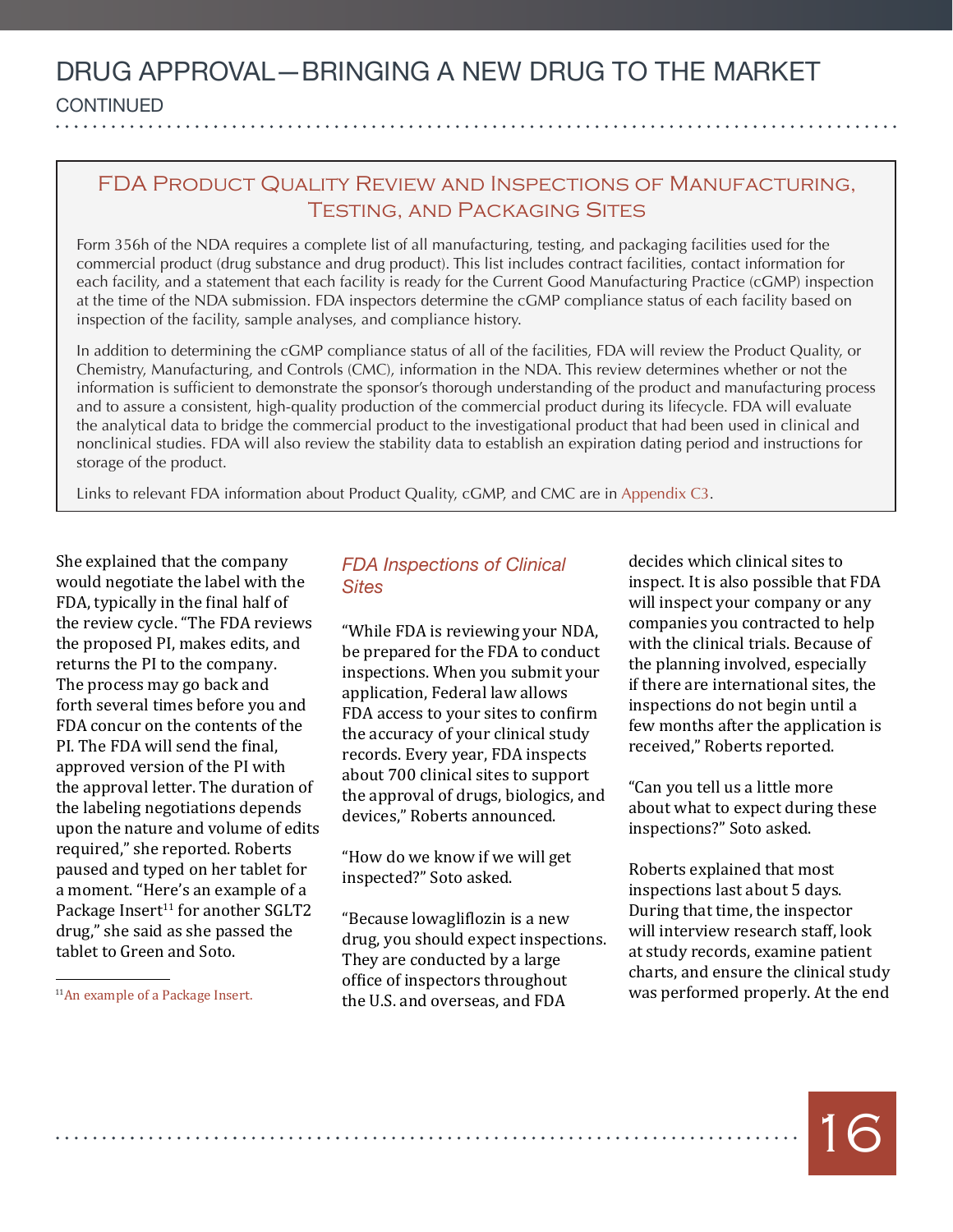## FDA Product Quality Review and Inspections of Manufacturing, Testing, and Packaging Sites

Form 356h of the NDA requires a complete list of all manufacturing, testing, and packaging facilities used for the commercial product (drug substance and drug product). This list includes contract facilities, contact information for each facility, and a statement that each facility is ready for the Current Good Manufacturing Practice (cGMP) inspection at the time of the NDA submission. FDA inspectors determine the cGMP compliance status of each facility based on inspection of the facility, sample analyses, and compliance history.

In addition to determining the cGMP compliance status of all of the facilities, FDA will review the Product Quality, or Chemistry, Manufacturing, and Controls (CMC), information in the NDA. This review determines whether or not the information is sufficient to demonstrate the sponsor's thorough understanding of the product and manufacturing process and to assure a consistent, high-quality production of the commercial product during its lifecycle. FDA will evaluate the analytical data to bridge the commercial product to the investigational product that had been used in clinical and nonclinical studies. FDA will also review the stability data to establish an expiration dating period and instructions for storage of the product.

Links to relevant FDA information about Product Quality, cGMP, and CMC are in Appendix C3.

She explained that the company would negotiate the label with the FDA, typically in the final half of the review cycle. "The FDA reviews the proposed PI, makes edits, and returns the PI to the company. The process may go back and forth several times before you and FDA concur on the contents of the PI. The FDA will send the final, approved version of the PI with the approval letter. The duration of the labeling negotiations depends upon the nature and volume of edits required," she reported. Roberts paused and typed on her tablet for a moment. "Here's an example of a Package Insert[11] for another SGLT2 drug," she said as she passed the tablet to Green and Soto.

[11] An example of a Package Insert.

### *FDA Inspections of Clinical Sites*

"While FDA is reviewing your NDA, be prepared for the FDA to conduct inspections. When you submit your application, Federal law allows FDA access to your sites to confirm the accuracy of your clinical study records. Every year, FDA inspects about 700 clinical sites to support the approval of drugs, biologics, and devices," Roberts announced.

"How do we know if we will get inspected?" Soto asked.

"Because lowagliflozin is a new drug, you should expect inspections. They are conducted by a large office of inspectors throughout the U.S. and overseas, and FDA decides which clinical sites to inspect. It is also possible that FDA will inspect your company or any companies you contracted to help with the clinical trials. Because of the planning involved, especially if there are international sites, the inspections do not begin until a few months after the application is received," Roberts reported.

"Can you tell us a little more about what to expect during these inspections?" Soto asked.

Roberts explained that most inspections last about 5 days. During that time, the inspector will interview research staff, look at study records, examine patient charts, and ensure the clinical study was performed properly. At the end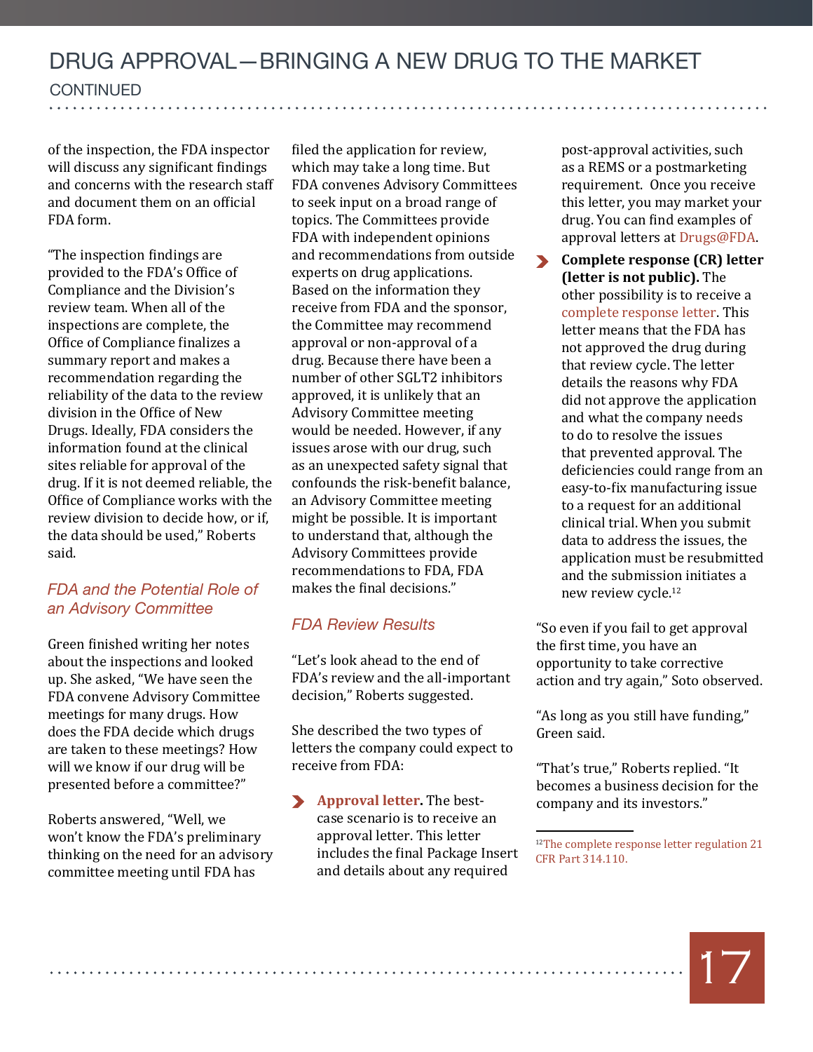of the inspection, the FDA inspector will discuss any significant findings and concerns with the research staff and document them on an official FDA form.

"The inspection findings are provided to the FDA's Office of Compliance and the Division's review team. When all of the inspections are complete, the Office of Compliance finalizes a summary report and makes a recommendation regarding the reliability of the data to the review division in the Office of New Drugs. Ideally, FDA considers the information found at the clinical sites reliable for approval of the drug. If it is not deemed reliable, the Office of Compliance works with the review division to decide how, or if, the data should be used," Roberts said.

### *FDA and the Potential Role of an Advisory Committee*

Green finished writing her notes about the inspections and looked up. She asked, "We have seen the FDA convene Advisory Committee meetings for many drugs. How does the FDA decide which drugs are taken to these meetings? How will we know if our drug will be presented before a committee?"

Roberts answered, "Well, we won't know the FDA's preliminary thinking on the need for an advisory committee meeting until FDA has filed the application for review, which may take a long time. But FDA convenes Advisory Committees to seek input on a broad range of topics. The Committees provide FDA with independent opinions and recommendations from outside experts on drug applications. Based on the information they receive from FDA and the sponsor, the Committee may recommend approval or non-approval of a drug. Because there have been a number of other SGLT2 inhibitors approved, it is unlikely that an Advisory Committee meeting would be needed. However, if any issues arose with our drug, such as an unexpected safety signal that confounds the risk-benefit balance, an Advisory Committee meeting might be possible. It is important to understand that, although the Advisory Committees provide recommendations to FDA, FDA makes the final decisions."

### *FDA Review Results*

"Let's look ahead to the end of FDA's review and the all-important decision," Roberts suggested.

She described the two types of letters the company could expect to receive from FDA:

- **Approval letter.** The best-case scenario is to receive an approval letter. This letter includes the final Package Insert and details about any required post-approval activities, such as a REMS or a postmarketing requirement. Once you receive this letter, you may market your drug. You can find examples of approval letters at Drugs@FDA.
- **Complete response (CR) letter (letter is not public).** The other possibility is to receive a complete response letter. This letter means that the FDA has not approved the drug during that review cycle. The letter details the reasons why FDA did not approve the application and what the company needs to do to resolve the issues that prevented approval. The deficiencies could range from an easy-to-fix manufacturing issue to a request for an additional clinical trial. When you submit data to address the issues, the application must be resubmitted and the submission initiates a new review cycle.[12]

"So even if you fail to get approval the first time, you have an opportunity to take corrective action and try again," Soto observed.

"As long as you still have funding," Green said.

"That's true," Roberts replied. "It becomes a business decision for the company and its investors."

---

[12] The complete response letter regulation 21 CFR Part 314.110.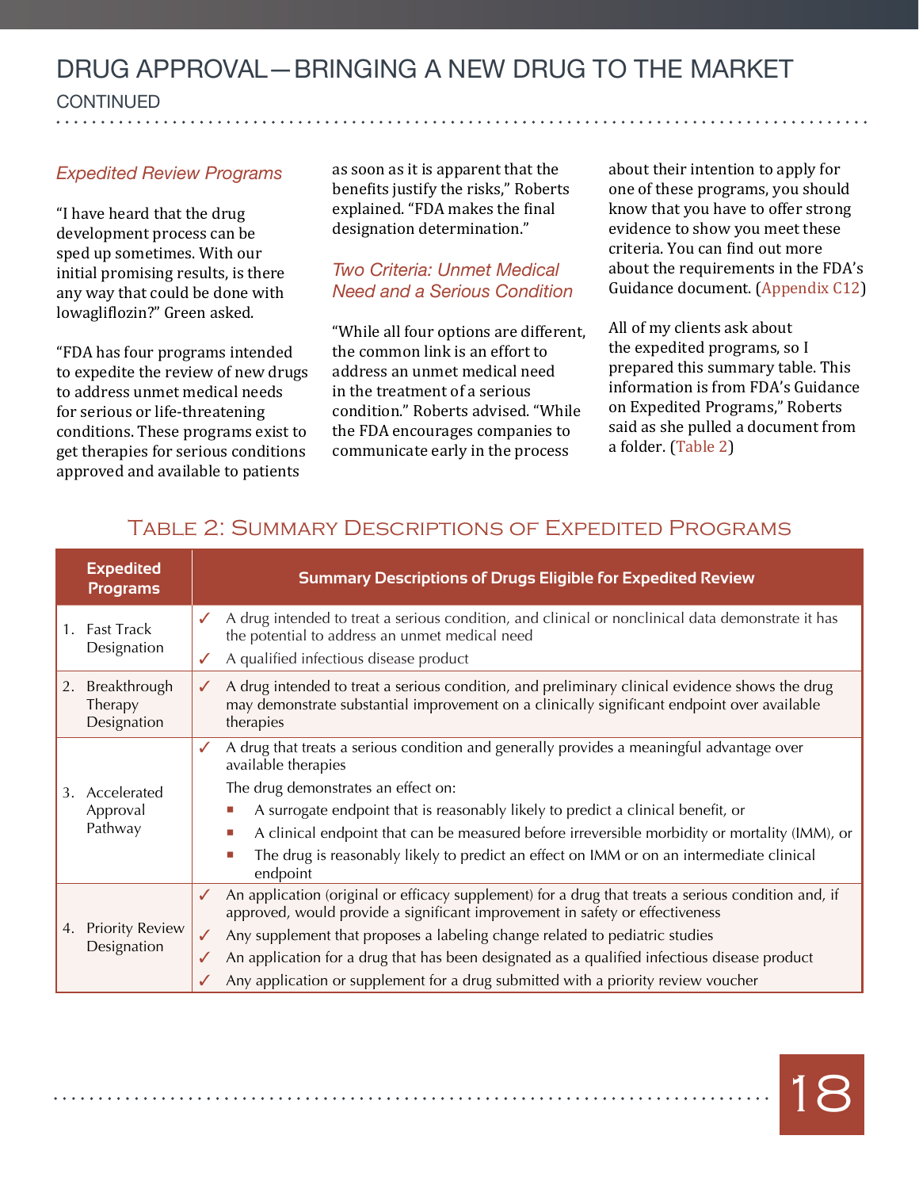# DRUG APPROVAL—BRINGING A NEW DRUG TO THE MARKET

CONTINUED

### *Expedited Review Programs*

"I have heard that the drug development process can be sped up sometimes. With our initial promising results, is there any way that could be done with lowagliflozin?" Green asked.

"FDA has four programs intended to expedite the review of new drugs to address unmet medical needs for serious or life-threatening conditions. These programs exist to get therapies for serious conditions approved and available to patients as soon as it is apparent that the benefits justify the risks," Roberts explained. "FDA makes the final designation determination."

### *Two Criteria: Unmet Medical Need and a Serious Condition*

"While all four options are different, the common link is an effort to address an unmet medical need in the treatment of a serious condition." Roberts advised. "While the FDA encourages companies to communicate early in the process about their intention to apply for one of these programs, you should know that you have to offer strong evidence to show you meet these criteria. You can find out more about the requirements in the FDA's Guidance document. (Appendix C12)

All of my clients ask about the expedited programs, so I prepared this summary table. This information is from FDA's Guidance on Expedited Programs," Roberts said as she pulled a document from a folder. (Table 2)

## Table 2: Summary Descriptions of Expedited Programs

| Expedited Programs | Summary Descriptions of Drugs Eligible for Expedited Review |
|---|---|
| 1. Fast Track Designation | ✓ A drug intended to treat a serious condition, and clinical or nonclinical data demonstrate it has the potential to address an unmet medical need<br>✓ A qualified infectious disease product |
| 2. Breakthrough Therapy Designation | ✓ A drug intended to treat a serious condition, and preliminary clinical evidence shows the drug may demonstrate substantial improvement on a clinically significant endpoint over available therapies |
| 3. Accelerated Approval Pathway | ✓ A drug that treats a serious condition and generally provides a meaningful advantage over available therapies<br>The drug demonstrates an effect on:<br>▪ A surrogate endpoint that is reasonably likely to predict a clinical benefit, or<br>▪ A clinical endpoint that can be measured before irreversible morbidity or mortality (IMM), or<br>▪ The drug is reasonably likely to predict an effect on IMM or on an intermediate clinical endpoint |
| 4. Priority Review Designation | ✓ An application (original or efficacy supplement) for a drug that treats a serious condition and, if approved, would provide a significant improvement in safety or effectiveness<br>✓ Any supplement that proposes a labeling change related to pediatric studies<br>✓ An application for a drug that has been designated as a qualified infectious disease product<br>✓ Any application or supplement for a drug submitted with a priority review voucher |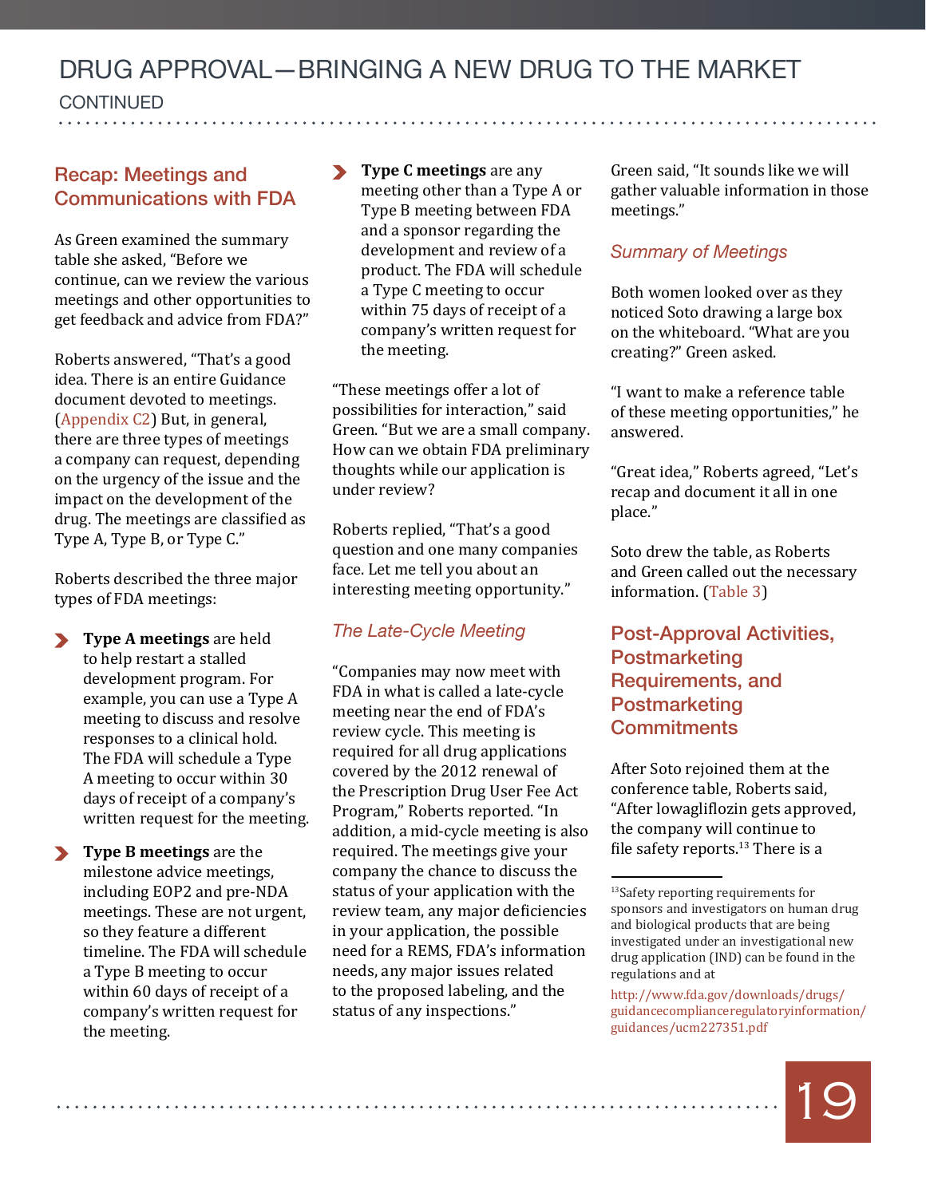## Recap: Meetings and Communications with FDA

As Green examined the summary table she asked, "Before we continue, can we review the various meetings and other opportunities to get feedback and advice from FDA?"

Roberts answered, "That's a good idea. There is an entire Guidance document devoted to meetings. (Appendix C2) But, in general, there are three types of meetings a company can request, depending on the urgency of the issue and the impact on the development of the drug. The meetings are classified as Type A, Type B, or Type C."

Roberts described the three major types of FDA meetings:

- **Type A meetings** are held to help restart a stalled development program. For example, you can use a Type A meeting to discuss and resolve responses to a clinical hold. The FDA will schedule a Type A meeting to occur within 30 days of receipt of a company's written request for the meeting.
- **Type B meetings** are the milestone advice meetings, including EOP2 and pre-NDA meetings. These are not urgent, so they feature a different timeline. The FDA will schedule a Type B meeting to occur within 60 days of receipt of a company's written request for the meeting.
- **Type C meetings** are any meeting other than a Type A or Type B meeting between FDA and a sponsor regarding the development and review of a product. The FDA will schedule a Type C meeting to occur within 75 days of receipt of a company's written request for the meeting.

"These meetings offer a lot of possibilities for interaction," said Green. "But we are a small company. How can we obtain FDA preliminary thoughts while our application is under review?

Roberts replied, "That's a good question and one many companies face. Let me tell you about an interesting meeting opportunity."

### *The Late-Cycle Meeting*

"Companies may now meet with FDA in what is called a late-cycle meeting near the end of FDA's review cycle. This meeting is required for all drug applications covered by the 2012 renewal of the Prescription Drug User Fee Act Program," Roberts reported. "In addition, a mid-cycle meeting is also required. The meetings give your company the chance to discuss the status of your application with the review team, any major deficiencies in your application, the possible need for a REMS, FDA's information needs, any major issues related to the proposed labeling, and the status of any inspections."

Green said, "It sounds like we will gather valuable information in those meetings."

### *Summary of Meetings*

Both women looked over as they noticed Soto drawing a large box on the whiteboard. "What are you creating?" Green asked.

"I want to make a reference table of these meeting opportunities," he answered.

"Great idea," Roberts agreed, "Let's recap and document it all in one place."

Soto drew the table, as Roberts and Green called out the necessary information. (Table 3)

## Post-Approval Activities, Postmarketing Requirements, and Postmarketing Commitments

After Soto rejoined them at the conference table, Roberts said, "After lowagliflozin gets approved, the company will continue to file safety reports.[13] There is a

---

[13]Safety reporting requirements for sponsors and investigators on human drug and biological products that are being investigated under an investigational new drug application (IND) can be found in the regulations and at

http://www.fda.gov/downloads/drugs/guidancecomplianceregulatoryinformation/guidances/ucm227351.pdf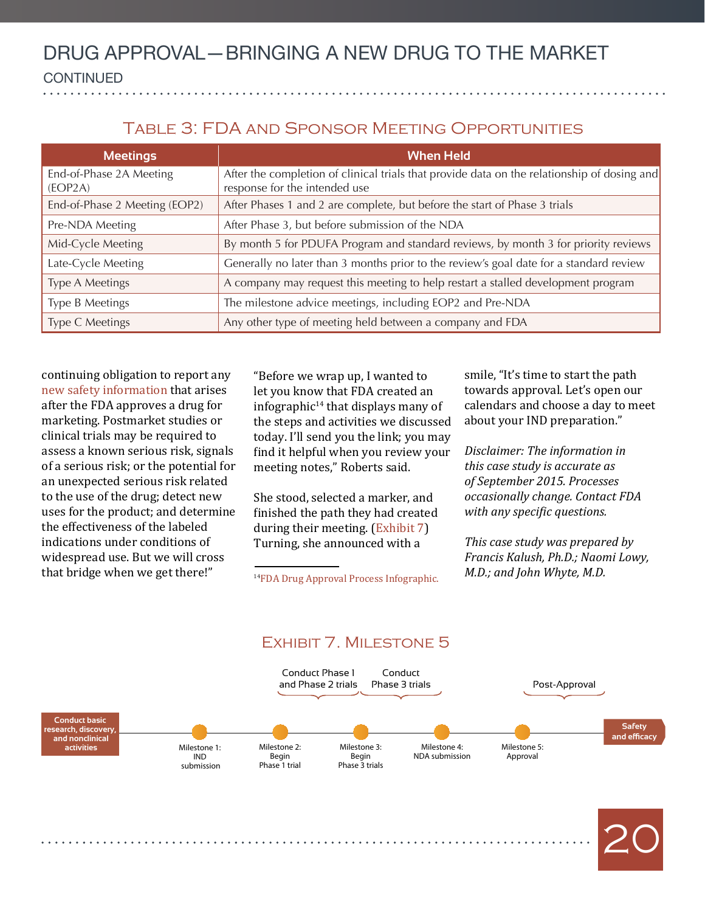# DRUG APPROVAL—BRINGING A NEW DRUG TO THE MARKET

CONTINUED

## Table 3: FDA and Sponsor Meeting Opportunities

| Meetings | When Held |
|---|---|
| End-of-Phase 2A Meeting (EOP2A) | After the completion of clinical trials that provide data on the relationship of dosing and response for the intended use |
| End-of-Phase 2 Meeting (EOP2) | After Phases 1 and 2 are complete, but before the start of Phase 3 trials |
| Pre-NDA Meeting | After Phase 3, but before submission of the NDA |
| Mid-Cycle Meeting | By month 5 for PDUFA Program and standard reviews, by month 3 for priority reviews |
| Late-Cycle Meeting | Generally no later than 3 months prior to the review's goal date for a standard review |
| Type A Meetings | A company may request this meeting to help restart a stalled development program |
| Type B Meetings | The milestone advice meetings, including EOP2 and Pre-NDA |
| Type C Meetings | Any other type of meeting held between a company and FDA |

continuing obligation to report any new safety information that arises after the FDA approves a drug for marketing. Postmarket studies or clinical trials may be required to assess a known serious risk, signals of a serious risk; or the potential for an unexpected serious risk related to the use of the drug; detect new uses for the product; and determine the effectiveness of the labeled indications under conditions of widespread use. But we will cross that bridge when we get there!"

"Before we wrap up, I wanted to let you know that FDA created an infographic[14] that displays many of the steps and activities we discussed today. I'll send you the link; you may find it helpful when you review your meeting notes," Roberts said.

She stood, selected a marker, and finished the path they had created during their meeting. (Exhibit 7) Turning, she announced with a smile, "It's time to start the path towards approval. Let's open our calendars and choose a day to meet about your IND preparation."

*Disclaimer: The information in this case study is accurate as of September 2015. Processes occasionally change. Contact FDA with any specific questions.*

*This case study was prepared by Francis Kalush, Ph.D.; Naomi Lowy, M.D.; and John Whyte, M.D.*

[14] FDA Drug Approval Process Infographic.

## Exhibit 7. Milestone 5

Conduct basic research, discovery, and nonclinical activities → Milestone 1: IND submission → Milestone 2: Begin Phase 1 trial → Milestone 3: Begin Phase 3 trials → Milestone 4: NDA submission → Milestone 5: Approval → Safety and efficacy

- Conduct Phase 1 and Phase 2 trials (between Milestone 2 and Milestone 3)
- Conduct Phase 3 trials (between Milestone 3 and Milestone 4)
- Post-Approval (after Milestone 5)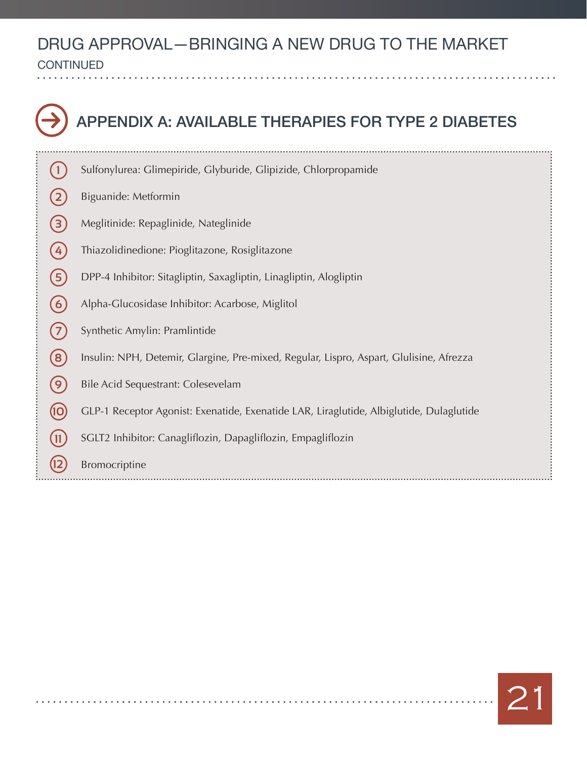## APPENDIX A: AVAILABLE THERAPIES FOR TYPE 2 DIABETES

1. Sulfonylurea: Glimepiride, Glyburide, Glipizide, Chlorpropamide
2. Biguanide: Metformin
3. Meglitinide: Repaglinide, Nateglinide
4. Thiazolidinedione: Pioglitazone, Rosiglitazone
5. DPP-4 Inhibitor: Sitagliptin, Saxagliptin, Linagliptin, Alogliptin
6. Alpha-Glucosidase Inhibitor: Acarbose, Miglitol
7. Synthetic Amylin: Pramlintide
8. Insulin: NPH, Detemir, Glargine, Pre-mixed, Regular, Lispro, Aspart, Glulisine, Afrezza
9. Bile Acid Sequestrant: Colesevelam
10. GLP-1 Receptor Agonist: Exenatide, Exenatide LAR, Liraglutide, Albiglutide, Dulaglutide
11. SGLT2 Inhibitor: Canagliflozin, Dapagliflozin, Empagliflozin
12. Bromocriptine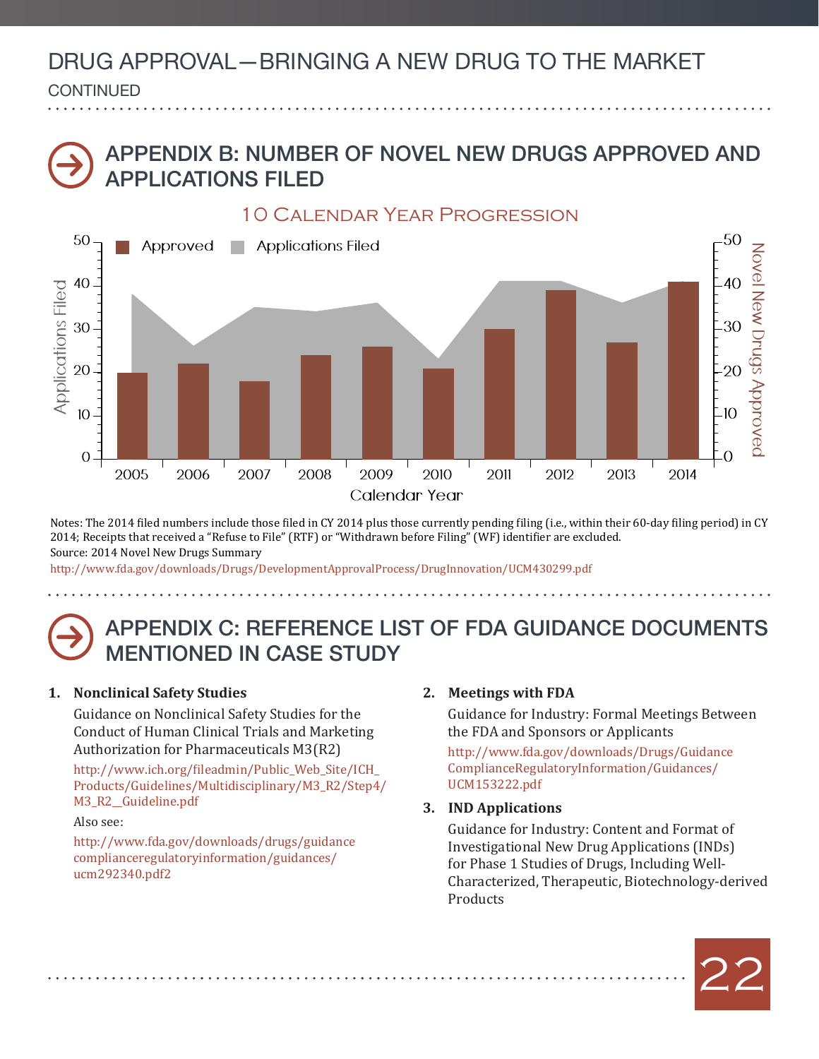# DRUG APPROVAL—BRINGING A NEW DRUG TO THE MARKET

CONTINUED

## APPENDIX B: NUMBER OF NOVEL NEW DRUGS APPROVED AND APPLICATIONS FILED

10 Calendar Year Progression

Notes: The 2014 filed numbers include those filed in CY 2014 plus those currently pending filing (i.e., within their 60-day filing period) in CY 2014; Receipts that received a "Refuse to File" (RTF) or "Withdrawn before Filing" (WF) identifier are excluded.

Source: 2014 Novel New Drugs Summary

http://www.fda.gov/downloads/Drugs/DevelopmentApprovalProcess/DrugInnovation/UCM430299.pdf

## APPENDIX C: REFERENCE LIST OF FDA GUIDANCE DOCUMENTS MENTIONED IN CASE STUDY

1. **Nonclinical Safety Studies**

   Guidance on Nonclinical Safety Studies for the Conduct of Human Clinical Trials and Marketing Authorization for Pharmaceuticals M3(R2)

   http://www.ich.org/fileadmin/Public_Web_Site/ICH_Products/Guidelines/Multidisciplinary/M3_R2/Step4/M3_R2__Guideline.pdf

   Also see:

   http://www.fda.gov/downloads/drugs/guidancecomplianceregulatoryinformation/guidances/ucm292340.pdf2

2. **Meetings with FDA**

   Guidance for Industry: Formal Meetings Between the FDA and Sponsors or Applicants

   http://www.fda.gov/downloads/Drugs/GuidanceComplianceRegulatoryInformation/Guidances/UCM153222.pdf

3. **IND Applications**

   Guidance for Industry: Content and Format of Investigational New Drug Applications (INDs) for Phase 1 Studies of Drugs, Including Well-Characterized, Therapeutic, Biotechnology-derived Products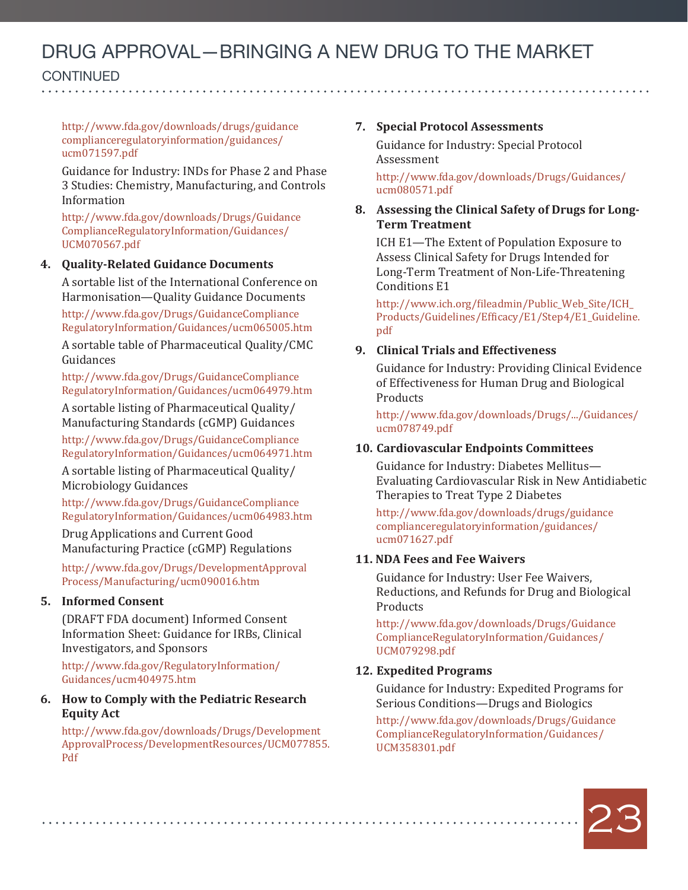# DRUG APPROVAL—BRINGING A NEW DRUG TO THE MARKET

CONTINUED

http://www.fda.gov/downloads/drugs/guidancecomplianceregulatoryinformation/guidances/ucm071597.pdf

Guidance for Industry: INDs for Phase 2 and Phase 3 Studies: Chemistry, Manufacturing, and Controls Information

http://www.fda.gov/downloads/Drugs/GuidanceComplianceRegulatoryInformation/Guidances/UCM070567.pdf

4. **Quality-Related Guidance Documents**

   A sortable list of the International Conference on Harmonisation—Quality Guidance Documents

   http://www.fda.gov/Drugs/GuidanceComplianceRegulatoryInformation/Guidances/ucm065005.htm

   A sortable table of Pharmaceutical Quality/CMC Guidances

   http://www.fda.gov/Drugs/GuidanceComplianceRegulatoryInformation/Guidances/ucm064979.htm

   A sortable listing of Pharmaceutical Quality/Manufacturing Standards (cGMP) Guidances

   http://www.fda.gov/Drugs/GuidanceComplianceRegulatoryInformation/Guidances/ucm064971.htm

   A sortable listing of Pharmaceutical Quality/Microbiology Guidances

   http://www.fda.gov/Drugs/GuidanceComplianceRegulatoryInformation/Guidances/ucm064983.htm

   Drug Applications and Current Good Manufacturing Practice (cGMP) Regulations

   http://www.fda.gov/Drugs/DevelopmentApprovalProcess/Manufacturing/ucm090016.htm

5. **Informed Consent**

   (DRAFT FDA document) Informed Consent Information Sheet: Guidance for IRBs, Clinical Investigators, and Sponsors

   http://www.fda.gov/RegulatoryInformation/Guidances/ucm404975.htm

6. **How to Comply with the Pediatric Research Equity Act**

   http://www.fda.gov/downloads/Drugs/DevelopmentApprovalProcess/DevelopmentResources/UCM077855.Pdf

7. **Special Protocol Assessments**

   Guidance for Industry: Special Protocol Assessment

   http://www.fda.gov/downloads/Drugs/Guidances/ucm080571.pdf

8. **Assessing the Clinical Safety of Drugs for Long-Term Treatment**

   ICH E1—The Extent of Population Exposure to Assess Clinical Safety for Drugs Intended for Long-Term Treatment of Non-Life-Threatening Conditions E1

   http://www.ich.org/fileadmin/Public_Web_Site/ICH_Products/Guidelines/Efficacy/E1/Step4/E1_Guideline.pdf

9. **Clinical Trials and Effectiveness**

   Guidance for Industry: Providing Clinical Evidence of Effectiveness for Human Drug and Biological Products

   http://www.fda.gov/downloads/Drugs/.../Guidances/ucm078749.pdf

10. **Cardiovascular Endpoints Committees**

    Guidance for Industry: Diabetes Mellitus—Evaluating Cardiovascular Risk in New Antidiabetic Therapies to Treat Type 2 Diabetes

    http://www.fda.gov/downloads/drugs/guidancecomplianceregulatoryinformation/guidances/ucm071627.pdf

11. **NDA Fees and Fee Waivers**

    Guidance for Industry: User Fee Waivers, Reductions, and Refunds for Drug and Biological Products

    http://www.fda.gov/downloads/Drugs/GuidanceComplianceRegulatoryInformation/Guidances/UCM079298.pdf

12. **Expedited Programs**

    Guidance for Industry: Expedited Programs for Serious Conditions—Drugs and Biologics

    http://www.fda.gov/downloads/Drugs/GuidanceComplianceRegulatoryInformation/Guidances/UCM358301.pdf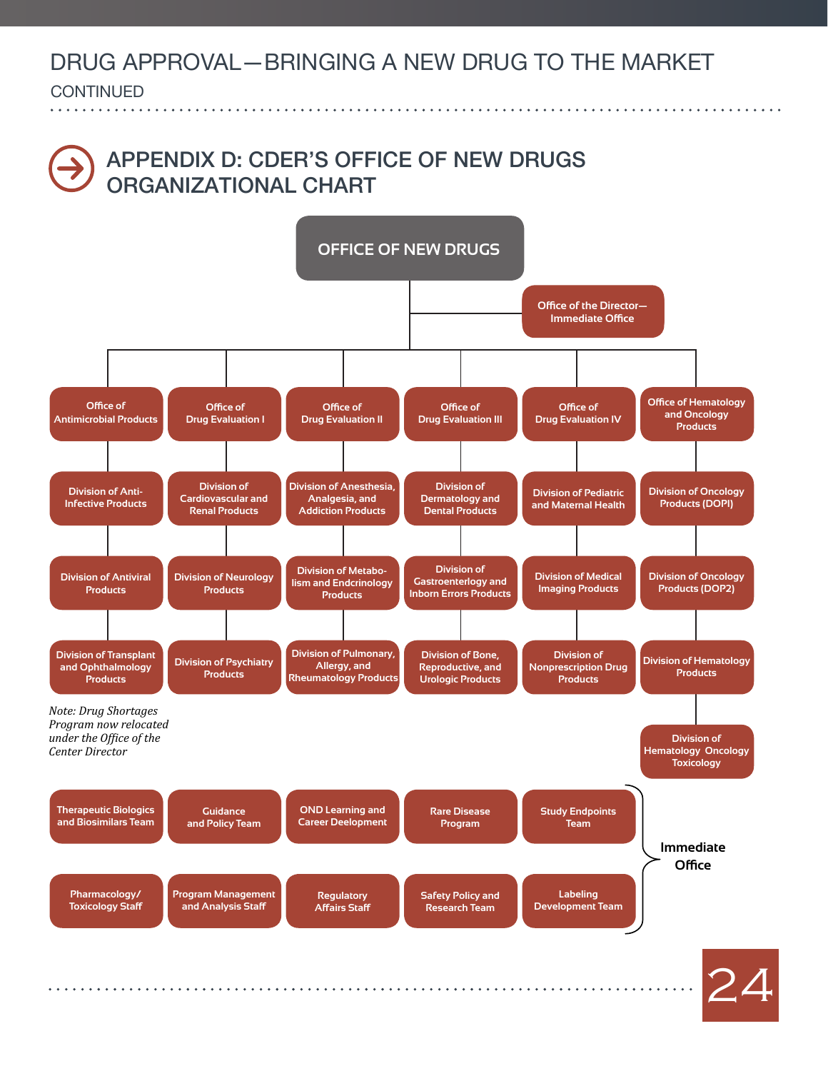# DRUG APPROVAL—BRINGING A NEW DRUG TO THE MARKET

CONTINUED

## APPENDIX D: CDER'S OFFICE OF NEW DRUGS ORGANIZATIONAL CHART

**OFFICE OF NEW DRUGS**

- Office of the Director—Immediate Office

| Office of Antimicrobial Products | Office of Drug Evaluation I | Office of Drug Evaluation II | Office of Drug Evaluation III | Office of Drug Evaluation IV | Office of Hematology and Oncology Products |
|---|---|---|---|---|---|
| Division of Anti-Infective Products | Division of Cardiovascular and Renal Products | Division of Anesthesia, Analgesia, and Addiction Products | Division of Dermatology and Dental Products | Division of Pediatric and Maternal Health | Division of Oncology Products (DOPI) |
| Division of Antiviral Products | Division of Neurology Products | Division of Metabolism and Endcrinology Products | Division of Gastroenterlogy and Inborn Errors Products | Division of Medical Imaging Products | Division of Oncology Products (DOP2) |
| Division of Transplant and Ophthalmology Products | Division of Psychiatry Products | Division of Pulmonary, Allergy, and Rheumatology Products | Division of Bone, Reproductive, and Urologic Products | Division of Nonprescription Drug Products | Division of Hematology Products |
| | | | | | Division of Hematology Oncology Toxicology |

*Note: Drug Shortages Program now relocated under the Office of the Center Director*

**Immediate Office**

- Therapeutic Biologics and Biosimilars Team
- Guidance and Policy Team
- OND Learning and Career Deelopment
- Rare Disease Program
- Study Endpoints Team
- Pharmacology/ Toxicology Staff
- Program Management and Analysis Staff
- Regulatory Affairs Staff
- Safety Policy and Research Team
- Labeling Development Team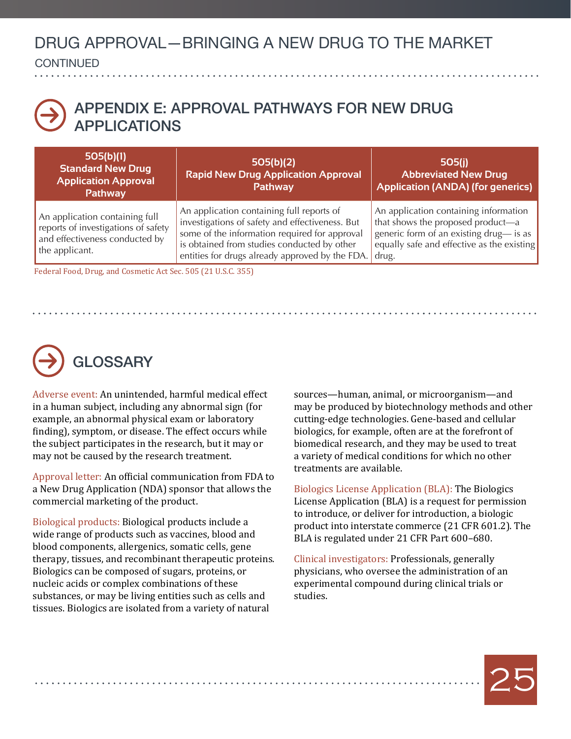## APPENDIX E: APPROVAL PATHWAYS FOR NEW DRUG APPLICATIONS

| 505(b)(1) Standard New Drug Application Approval Pathway | 505(b)(2) Rapid New Drug Application Approval Pathway | 505(j) Abbreviated New Drug Application (ANDA) (for generics) |
|---|---|---|
| An application containing full reports of investigations of safety and effectiveness conducted by the applicant. | An application containing full reports of investigations of safety and effectiveness. But some of the information required for approval is obtained from studies conducted by other entities for drugs already approved by the FDA. | An application containing information that shows the proposed product—a generic form of an existing drug— is as equally safe and effective as the existing drug. |

Federal Food, Drug, and Cosmetic Act Sec. 505 (21 U.S.C. 355)

## GLOSSARY

Adverse event: An unintended, harmful medical effect in a human subject, including any abnormal sign (for example, an abnormal physical exam or laboratory finding), symptom, or disease. The effect occurs while the subject participates in the research, but it may or may not be caused by the research treatment.

Approval letter: An official communication from FDA to a New Drug Application (NDA) sponsor that allows the commercial marketing of the product.

Biological products: Biological products include a wide range of products such as vaccines, blood and blood components, allergenics, somatic cells, gene therapy, tissues, and recombinant therapeutic proteins. Biologics can be composed of sugars, proteins, or nucleic acids or complex combinations of these substances, or may be living entities such as cells and tissues. Biologics are isolated from a variety of natural sources—human, animal, or microorganism—and may be produced by biotechnology methods and other cutting-edge technologies. Gene-based and cellular biologics, for example, often are at the forefront of biomedical research, and they may be used to treat a variety of medical conditions for which no other treatments are available.

Biologics License Application (BLA): The Biologics License Application (BLA) is a request for permission to introduce, or deliver for introduction, a biologic product into interstate commerce (21 CFR 601.2). The BLA is regulated under 21 CFR Part 600–680.

Clinical investigators: Professionals, generally physicians, who oversee the administration of an experimental compound during clinical trials or studies.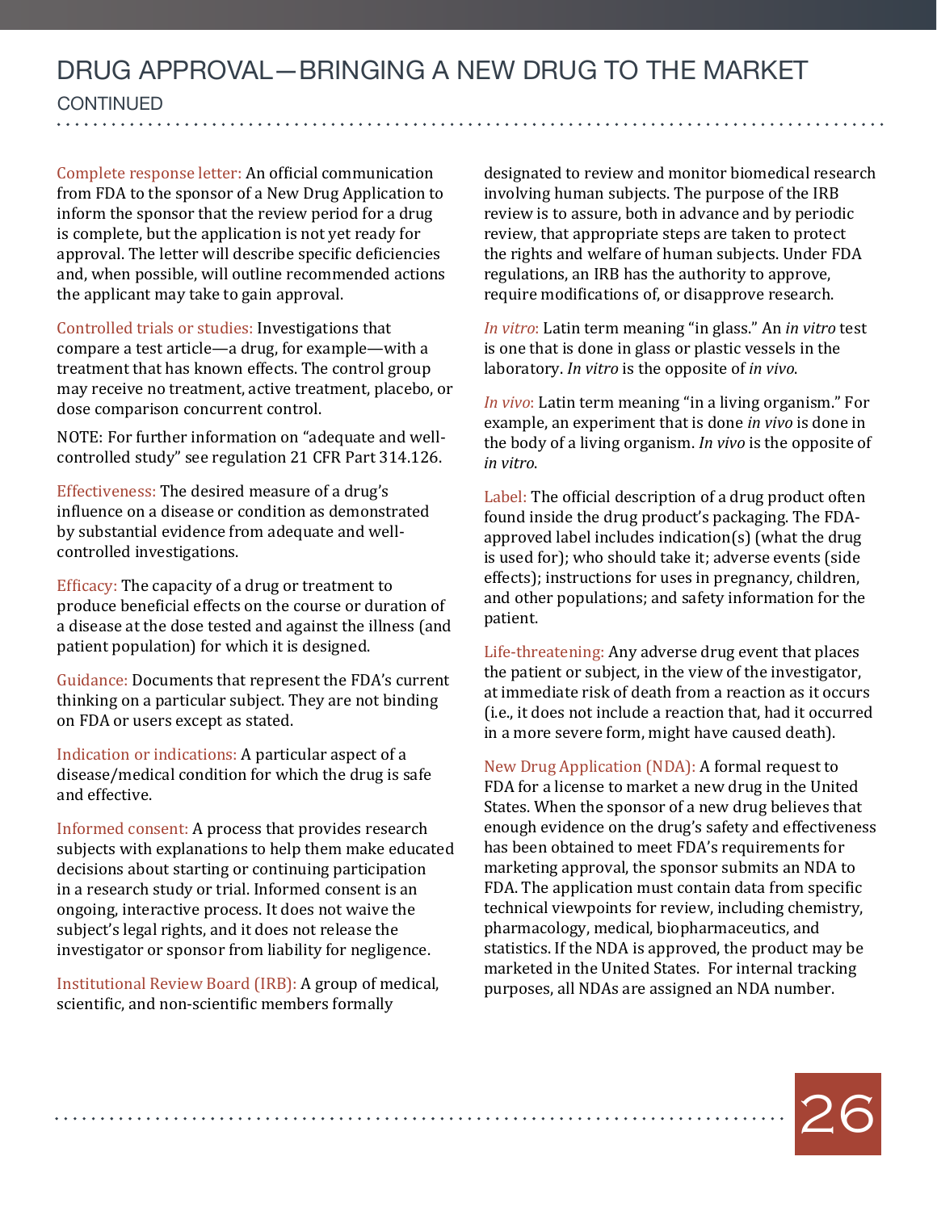# DRUG APPROVAL—BRINGING A NEW DRUG TO THE MARKET

CONTINUED

**Complete response letter:** An official communication from FDA to the sponsor of a New Drug Application to inform the sponsor that the review period for a drug is complete, but the application is not yet ready for approval. The letter will describe specific deficiencies and, when possible, will outline recommended actions the applicant may take to gain approval.

**Controlled trials or studies:** Investigations that compare a test article—a drug, for example—with a treatment that has known effects. The control group may receive no treatment, active treatment, placebo, or dose comparison concurrent control.

NOTE: For further information on "adequate and well-controlled study" see regulation 21 CFR Part 314.126.

**Effectiveness:** The desired measure of a drug's influence on a disease or condition as demonstrated by substantial evidence from adequate and well-controlled investigations.

**Efficacy:** The capacity of a drug or treatment to produce beneficial effects on the course or duration of a disease at the dose tested and against the illness (and patient population) for which it is designed.

**Guidance:** Documents that represent the FDA's current thinking on a particular subject. They are not binding on FDA or users except as stated.

**Indication or indications:** A particular aspect of a disease/medical condition for which the drug is safe and effective.

**Informed consent:** A process that provides research subjects with explanations to help them make educated decisions about starting or continuing participation in a research study or trial. Informed consent is an ongoing, interactive process. It does not waive the subject's legal rights, and it does not release the investigator or sponsor from liability for negligence.

**Institutional Review Board (IRB):** A group of medical, scientific, and non-scientific members formally designated to review and monitor biomedical research involving human subjects. The purpose of the IRB review is to assure, both in advance and by periodic review, that appropriate steps are taken to protect the rights and welfare of human subjects. Under FDA regulations, an IRB has the authority to approve, require modifications of, or disapprove research.

***In vitro*:** Latin term meaning "in glass." An *in vitro* test is one that is done in glass or plastic vessels in the laboratory. *In vitro* is the opposite of *in vivo*.

***In vivo*:** Latin term meaning "in a living organism." For example, an experiment that is done *in vivo* is done in the body of a living organism. *In vivo* is the opposite of *in vitro*.

**Label:** The official description of a drug product often found inside the drug product's packaging. The FDA-approved label includes indication(s) (what the drug is used for); who should take it; adverse events (side effects); instructions for uses in pregnancy, children, and other populations; and safety information for the patient.

**Life-threatening:** Any adverse drug event that places the patient or subject, in the view of the investigator, at immediate risk of death from a reaction as it occurs (i.e., it does not include a reaction that, had it occurred in a more severe form, might have caused death).

**New Drug Application (NDA):** A formal request to FDA for a license to market a new drug in the United States. When the sponsor of a new drug believes that enough evidence on the drug's safety and effectiveness has been obtained to meet FDA's requirements for marketing approval, the sponsor submits an NDA to FDA. The application must contain data from specific technical viewpoints for review, including chemistry, pharmacology, medical, biopharmaceutics, and statistics. If the NDA is approved, the product may be marketed in the United States. For internal tracking purposes, all NDAs are assigned an NDA number.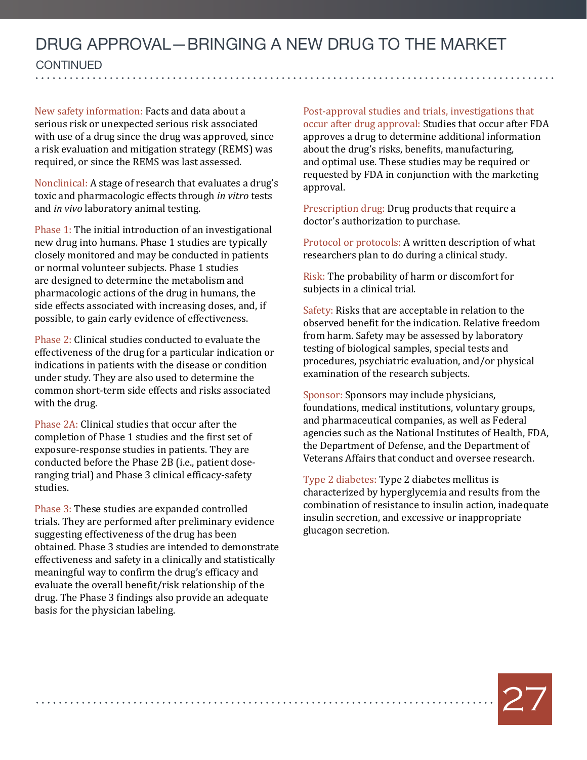# DRUG APPROVAL—BRINGING A NEW DRUG TO THE MARKET

CONTINUED

New safety information: Facts and data about a serious risk or unexpected serious risk associated with use of a drug since the drug was approved, since a risk evaluation and mitigation strategy (REMS) was required, or since the REMS was last assessed.

Nonclinical: A stage of research that evaluates a drug's toxic and pharmacologic effects through *in vitro* tests and *in vivo* laboratory animal testing.

Phase 1: The initial introduction of an investigational new drug into humans. Phase 1 studies are typically closely monitored and may be conducted in patients or normal volunteer subjects. Phase 1 studies are designed to determine the metabolism and pharmacologic actions of the drug in humans, the side effects associated with increasing doses, and, if possible, to gain early evidence of effectiveness.

Phase 2: Clinical studies conducted to evaluate the effectiveness of the drug for a particular indication or indications in patients with the disease or condition under study. They are also used to determine the common short-term side effects and risks associated with the drug.

Phase 2A: Clinical studies that occur after the completion of Phase 1 studies and the first set of exposure-response studies in patients. They are conducted before the Phase 2B (i.e., patient dose-ranging trial) and Phase 3 clinical efficacy-safety studies.

Phase 3: These studies are expanded controlled trials. They are performed after preliminary evidence suggesting effectiveness of the drug has been obtained. Phase 3 studies are intended to demonstrate effectiveness and safety in a clinically and statistically meaningful way to confirm the drug's efficacy and evaluate the overall benefit/risk relationship of the drug. The Phase 3 findings also provide an adequate basis for the physician labeling.

Post-approval studies and trials, investigations that occur after drug approval: Studies that occur after FDA approves a drug to determine additional information about the drug's risks, benefits, manufacturing, and optimal use. These studies may be required or requested by FDA in conjunction with the marketing approval.

Prescription drug: Drug products that require a doctor's authorization to purchase.

Protocol or protocols: A written description of what researchers plan to do during a clinical study.

Risk: The probability of harm or discomfort for subjects in a clinical trial.

Safety: Risks that are acceptable in relation to the observed benefit for the indication. Relative freedom from harm. Safety may be assessed by laboratory testing of biological samples, special tests and procedures, psychiatric evaluation, and/or physical examination of the research subjects.

Sponsor: Sponsors may include physicians, foundations, medical institutions, voluntary groups, and pharmaceutical companies, as well as Federal agencies such as the National Institutes of Health, FDA, the Department of Defense, and the Department of Veterans Affairs that conduct and oversee research.

Type 2 diabetes: Type 2 diabetes mellitus is characterized by hyperglycemia and results from the combination of resistance to insulin action, inadequate insulin secretion, and excessive or inappropriate glucagon secretion.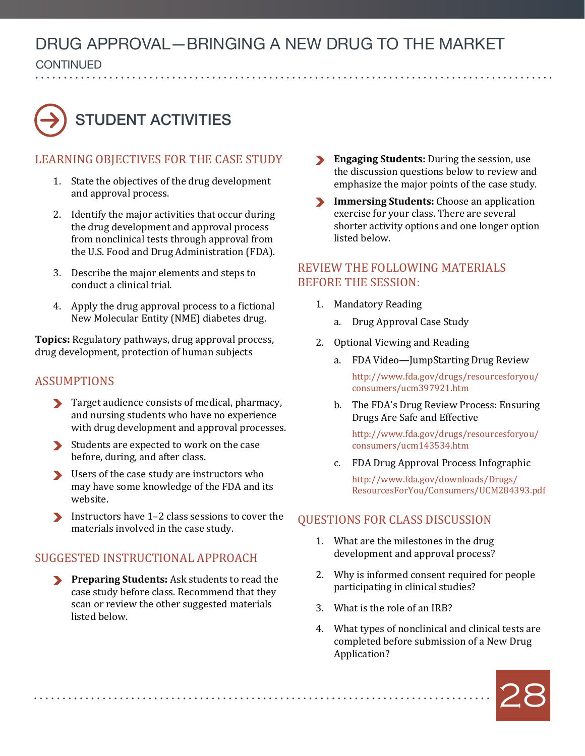# DRUG APPROVAL—BRINGING A NEW DRUG TO THE MARKET

CONTINUED

## STUDENT ACTIVITIES

### LEARNING OBJECTIVES FOR THE CASE STUDY

1. State the objectives of the drug development and approval process.
2. Identify the major activities that occur during the drug development and approval process from nonclinical tests through approval from the U.S. Food and Drug Administration (FDA).
3. Describe the major elements and steps to conduct a clinical trial.
4. Apply the drug approval process to a fictional New Molecular Entity (NME) diabetes drug.

**Topics:** Regulatory pathways, drug approval process, drug development, protection of human subjects

### ASSUMPTIONS

- Target audience consists of medical, pharmacy, and nursing students who have no experience with drug development and approval processes.
- Students are expected to work on the case before, during, and after class.
- Users of the case study are instructors who may have some knowledge of the FDA and its website.
- Instructors have 1–2 class sessions to cover the materials involved in the case study.

### SUGGESTED INSTRUCTIONAL APPROACH

- **Preparing Students:** Ask students to read the case study before class. Recommend that they scan or review the other suggested materials listed below.
- **Engaging Students:** During the session, use the discussion questions below to review and emphasize the major points of the case study.
- **Immersing Students:** Choose an application exercise for your class. There are several shorter activity options and one longer option listed below.

### REVIEW THE FOLLOWING MATERIALS BEFORE THE SESSION:

1. Mandatory Reading
   a. Drug Approval Case Study
2. Optional Viewing and Reading
   a. FDA Video—JumpStarting Drug Review
      http://www.fda.gov/drugs/resourcesforyou/consumers/ucm397921.htm
   b. The FDA's Drug Review Process: Ensuring Drugs Are Safe and Effective
      http://www.fda.gov/drugs/resourcesforyou/consumers/ucm143534.htm
   c. FDA Drug Approval Process Infographic
      http://www.fda.gov/downloads/Drugs/ResourcesForYou/Consumers/UCM284393.pdf

### QUESTIONS FOR CLASS DISCUSSION

1. What are the milestones in the drug development and approval process?
2. Why is informed consent required for people participating in clinical studies?
3. What is the role of an IRB?
4. What types of nonclinical and clinical tests are completed before submission of a New Drug Application?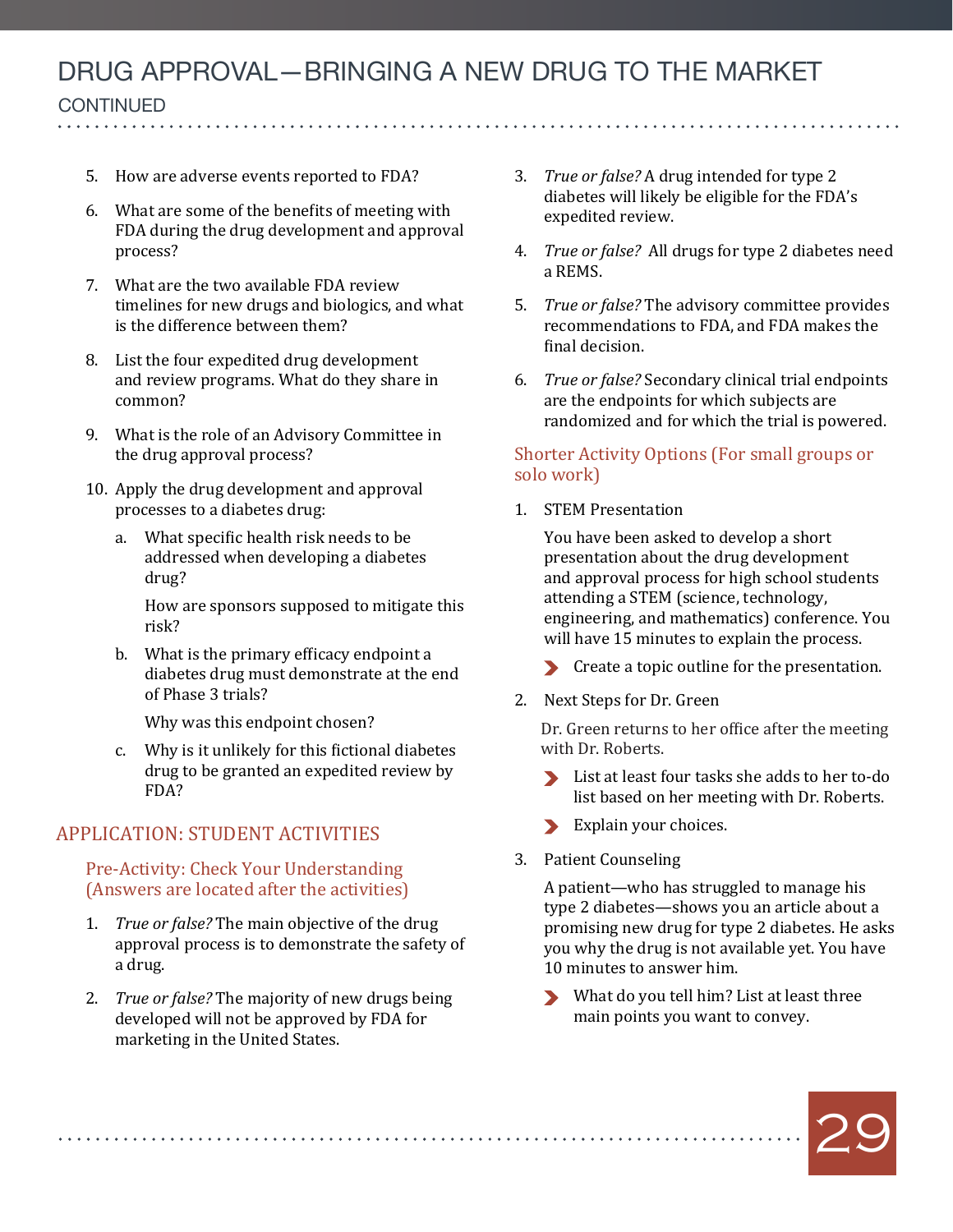# DRUG APPROVAL—BRINGING A NEW DRUG TO THE MARKET

CONTINUED

5. How are adverse events reported to FDA?

6. What are some of the benefits of meeting with FDA during the drug development and approval process?

7. What are the two available FDA review timelines for new drugs and biologics, and what is the difference between them?

8. List the four expedited drug development and review programs. What do they share in common?

9. What is the role of an Advisory Committee in the drug approval process?

10. Apply the drug development and approval processes to a diabetes drug:

    a. What specific health risk needs to be addressed when developing a diabetes drug?

       How are sponsors supposed to mitigate this risk?

    b. What is the primary efficacy endpoint a diabetes drug must demonstrate at the end of Phase 3 trials?

       Why was this endpoint chosen?

    c. Why is it unlikely for this fictional diabetes drug to be granted an expedited review by FDA?

## APPLICATION: STUDENT ACTIVITIES

### Pre-Activity: Check Your Understanding (Answers are located after the activities)

1. *True or false?* The main objective of the drug approval process is to demonstrate the safety of a drug.

2. *True or false?* The majority of new drugs being developed will not be approved by FDA for marketing in the United States.

3. *True or false?* A drug intended for type 2 diabetes will likely be eligible for the FDA's expedited review.

4. *True or false?* All drugs for type 2 diabetes need a REMS.

5. *True or false?* The advisory committee provides recommendations to FDA, and FDA makes the final decision.

6. *True or false?* Secondary clinical trial endpoints are the endpoints for which subjects are randomized and for which the trial is powered.

### Shorter Activity Options (For small groups or solo work)

1. STEM Presentation

   You have been asked to develop a short presentation about the drug development and approval process for high school students attending a STEM (science, technology, engineering, and mathematics) conference. You will have 15 minutes to explain the process.

   - Create a topic outline for the presentation.

2. Next Steps for Dr. Green

   Dr. Green returns to her office after the meeting with Dr. Roberts.

   - List at least four tasks she adds to her to-do list based on her meeting with Dr. Roberts.
   - Explain your choices.

3. Patient Counseling

   A patient—who has struggled to manage his type 2 diabetes—shows you an article about a promising new drug for type 2 diabetes. He asks you why the drug is not available yet. You have 10 minutes to answer him.

   - What do you tell him? List at least three main points you want to convey.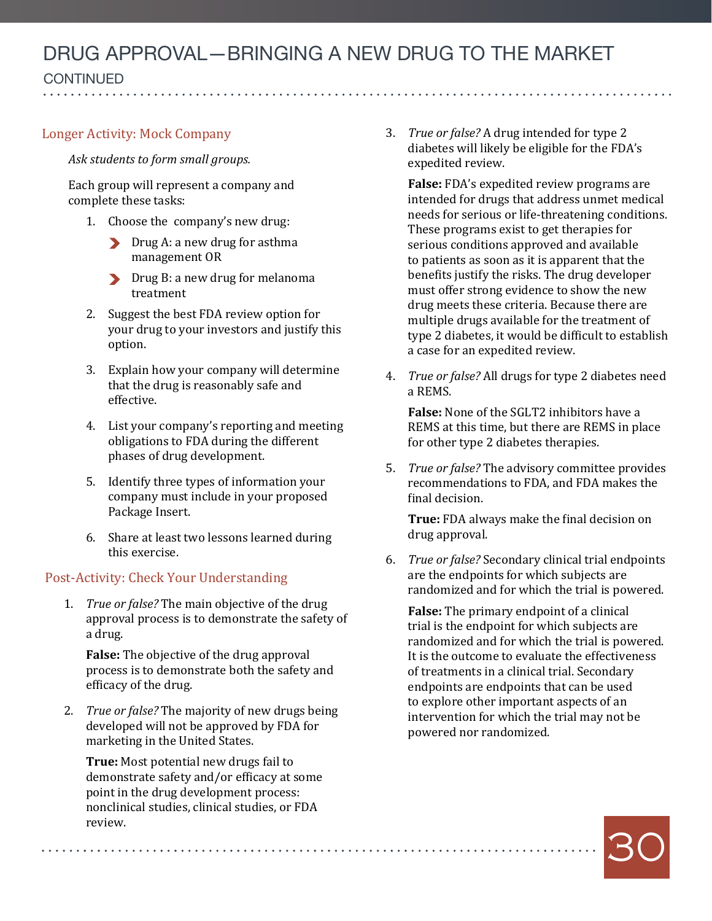# DRUG APPROVAL—BRINGING A NEW DRUG TO THE MARKET

CONTINUED

## Longer Activity: Mock Company

*Ask students to form small groups.*

Each group will represent a company and complete these tasks:

1. Choose the company's new drug:
   - Drug A: a new drug for asthma management OR
   - Drug B: a new drug for melanoma treatment
2. Suggest the best FDA review option for your drug to your investors and justify this option.
3. Explain how your company will determine that the drug is reasonably safe and effective.
4. List your company's reporting and meeting obligations to FDA during the different phases of drug development.
5. Identify three types of information your company must include in your proposed Package Insert.
6. Share at least two lessons learned during this exercise.

## Post-Activity: Check Your Understanding

1. *True or false?* The main objective of the drug approval process is to demonstrate the safety of a drug.

   **False:** The objective of the drug approval process is to demonstrate both the safety and efficacy of the drug.

2. *True or false?* The majority of new drugs being developed will not be approved by FDA for marketing in the United States.

   **True:** Most potential new drugs fail to demonstrate safety and/or efficacy at some point in the drug development process: nonclinical studies, clinical studies, or FDA review.

3. *True or false?* A drug intended for type 2 diabetes will likely be eligible for the FDA's expedited review.

   **False:** FDA's expedited review programs are intended for drugs that address unmet medical needs for serious or life-threatening conditions. These programs exist to get therapies for serious conditions approved and available to patients as soon as it is apparent that the benefits justify the risks. The drug developer must offer strong evidence to show the new drug meets these criteria. Because there are multiple drugs available for the treatment of type 2 diabetes, it would be difficult to establish a case for an expedited review.

4. *True or false?* All drugs for type 2 diabetes need a REMS.

   **False:** None of the SGLT2 inhibitors have a REMS at this time, but there are REMS in place for other type 2 diabetes therapies.

5. *True or false?* The advisory committee provides recommendations to FDA, and FDA makes the final decision.

   **True:** FDA always make the final decision on drug approval.

6. *True or false?* Secondary clinical trial endpoints are the endpoints for which subjects are randomized and for which the trial is powered.

   **False:** The primary endpoint of a clinical trial is the endpoint for which subjects are randomized and for which the trial is powered. It is the outcome to evaluate the effectiveness of treatments in a clinical trial. Secondary endpoints are endpoints that can be used to explore other important aspects of an intervention for which the trial may not be powered nor randomized.